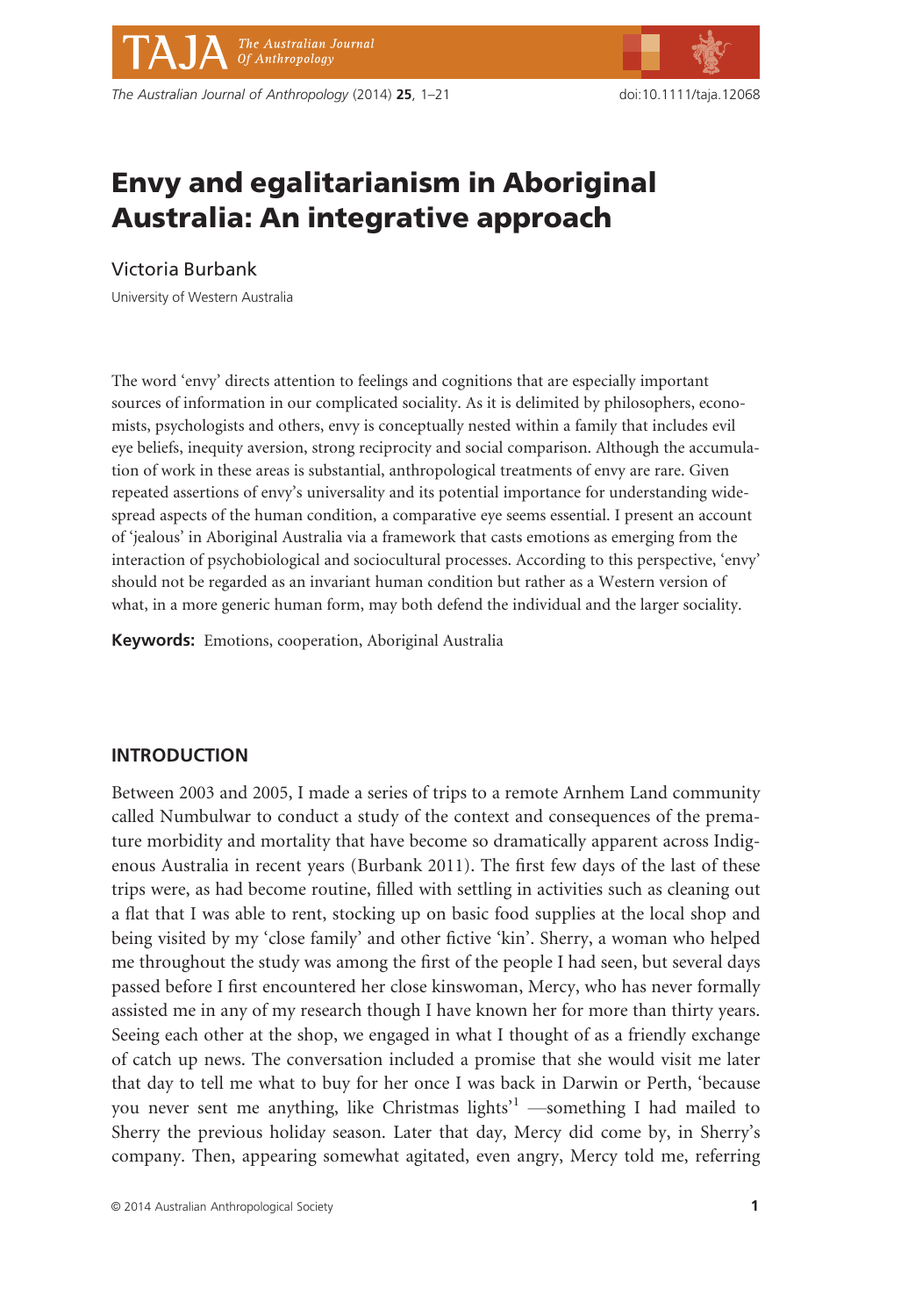# Envy and egalitarianism in Aboriginal Australia: An integrative approach

Victoria Burbank

University of Western Australia

The word 'envy' directs attention to feelings and cognitions that are especially important sources of information in our complicated sociality. As it is delimited by philosophers, economists, psychologists and others, envy is conceptually nested within a family that includes evil eye beliefs, inequity aversion, strong reciprocity and social comparison. Although the accumulation of work in these areas is substantial, anthropological treatments of envy are rare. Given repeated assertions of envy's universality and its potential importance for understanding widespread aspects of the human condition, a comparative eye seems essential. I present an account of 'jealous' in Aboriginal Australia via a framework that casts emotions as emerging from the interaction of psychobiological and sociocultural processes. According to this perspective, 'envy' should not be regarded as an invariant human condition but rather as a Western version of what, in a more generic human form, may both defend the individual and the larger sociality.

**Keywords:** Emotions, cooperation, Aboriginal Australia

## INTRODUCTION

Between 2003 and 2005, I made a series of trips to a remote Arnhem Land community called Numbulwar to conduct a study of the context and consequences of the premature morbidity and mortality that have become so dramatically apparent across Indigenous Australia in recent years (Burbank 2011). The first few days of the last of these trips were, as had become routine, filled with settling in activities such as cleaning out a flat that I was able to rent, stocking up on basic food supplies at the local shop and being visited by my 'close family' and other fictive 'kin'. Sherry, a woman who helped me throughout the study was among the first of the people I had seen, but several days passed before I first encountered her close kinswoman, Mercy, who has never formally assisted me in any of my research though I have known her for more than thirty years. Seeing each other at the shop, we engaged in what I thought of as a friendly exchange of catch up news. The conversation included a promise that she would visit me later that day to tell me what to buy for her once I was back in Darwin or Perth, 'because you never sent me anything, like Christmas lights'[1] —something I had mailed to Sherry the previous holiday season. Later that day, Mercy did come by, in Sherry's company. Then, appearing somewhat agitated, even angry, Mercy told me, referring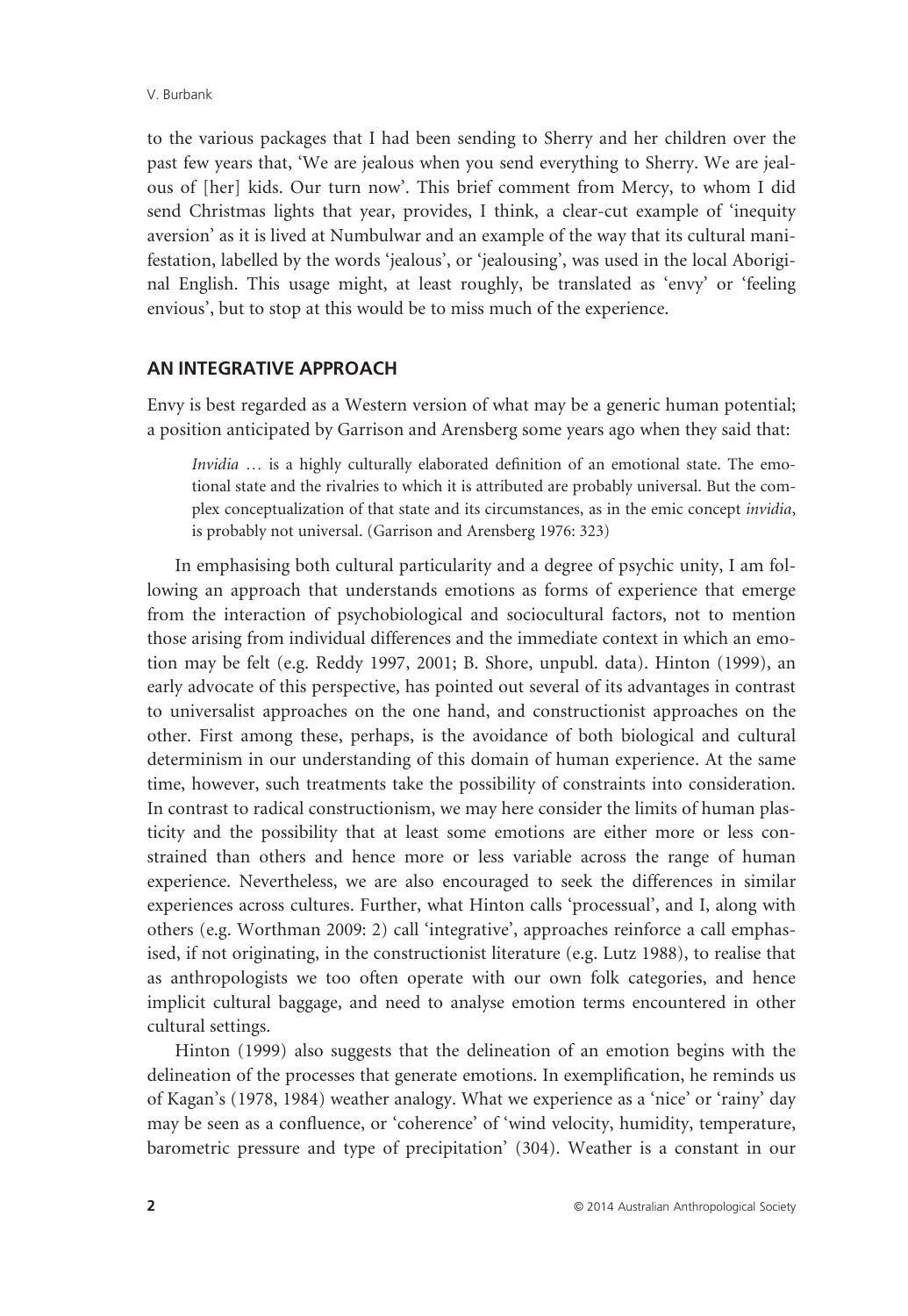to the various packages that I had been sending to Sherry and her children over the past few years that, 'We are jealous when you send everything to Sherry. We are jealous of [her] kids. Our turn now'. This brief comment from Mercy, to whom I did send Christmas lights that year, provides, I think, a clear-cut example of 'inequity aversion' as it is lived at Numbulwar and an example of the way that its cultural manifestation, labelled by the words 'jealous', or 'jealousing', was used in the local Aboriginal English. This usage might, at least roughly, be translated as 'envy' or 'feeling envious', but to stop at this would be to miss much of the experience.

## AN INTEGRATIVE APPROACH

Envy is best regarded as a Western version of what may be a generic human potential; a position anticipated by Garrison and Arensberg some years ago when they said that:

> *Invidia* … is a highly culturally elaborated definition of an emotional state. The emotional state and the rivalries to which it is attributed are probably universal. But the complex conceptualization of that state and its circumstances, as in the emic concept *invidia*, is probably not universal. (Garrison and Arensberg 1976: 323)

In emphasising both cultural particularity and a degree of psychic unity, I am following an approach that understands emotions as forms of experience that emerge from the interaction of psychobiological and sociocultural factors, not to mention those arising from individual differences and the immediate context in which an emotion may be felt (e.g. Reddy 1997, 2001; B. Shore, unpubl. data). Hinton (1999), an early advocate of this perspective, has pointed out several of its advantages in contrast to universalist approaches on the one hand, and constructionist approaches on the other. First among these, perhaps, is the avoidance of both biological and cultural determinism in our understanding of this domain of human experience. At the same time, however, such treatments take the possibility of constraints into consideration. In contrast to radical constructionism, we may here consider the limits of human plasticity and the possibility that at least some emotions are either more or less constrained than others and hence more or less variable across the range of human experience. Nevertheless, we are also encouraged to seek the differences in similar experiences across cultures. Further, what Hinton calls 'processual', and I, along with others (e.g. Worthman 2009: 2) call 'integrative', approaches reinforce a call emphasised, if not originating, in the constructionist literature (e.g. Lutz 1988), to realise that as anthropologists we too often operate with our own folk categories, and hence implicit cultural baggage, and need to analyse emotion terms encountered in other cultural settings.

Hinton (1999) also suggests that the delineation of an emotion begins with the delineation of the processes that generate emotions. In exemplification, he reminds us of Kagan's (1978, 1984) weather analogy. What we experience as a 'nice' or 'rainy' day may be seen as a confluence, or 'coherence' of 'wind velocity, humidity, temperature, barometric pressure and type of precipitation' (304). Weather is a constant in our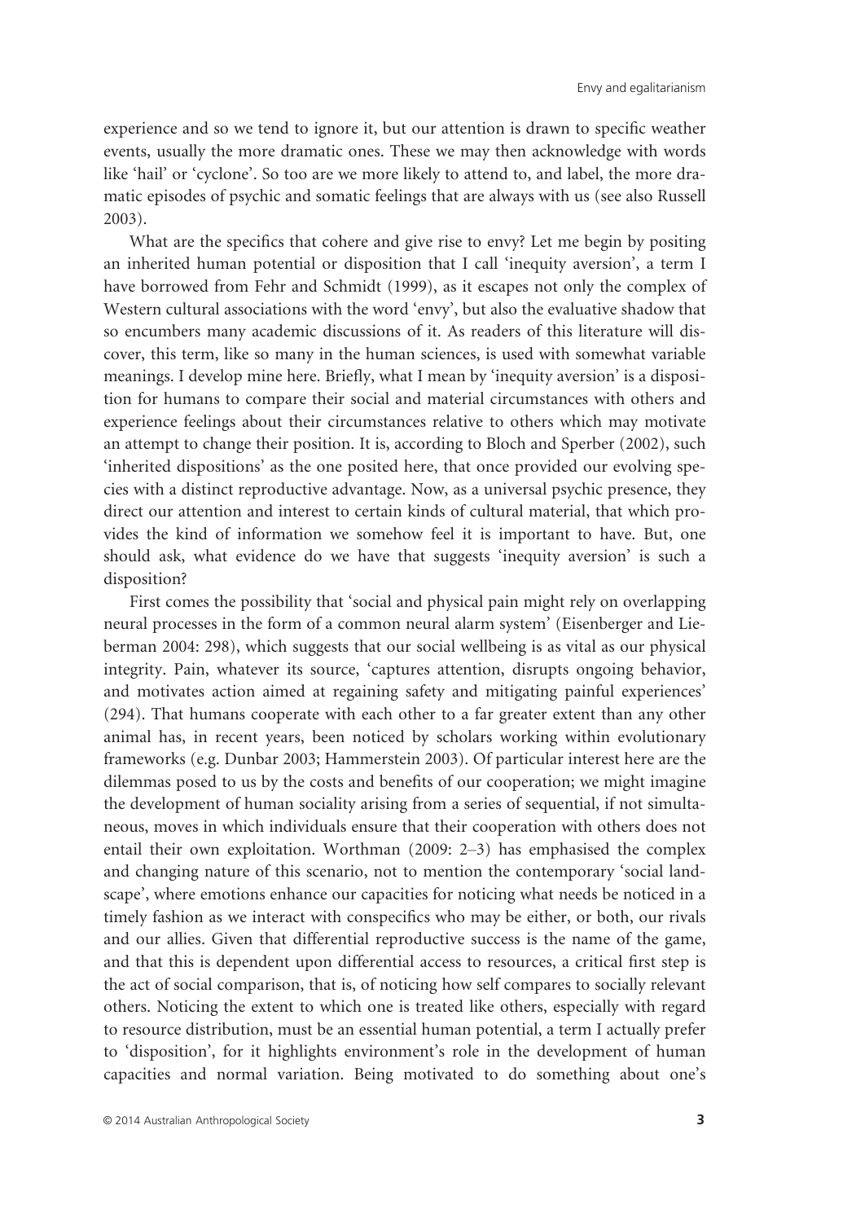experience and so we tend to ignore it, but our attention is drawn to specific weather events, usually the more dramatic ones. These we may then acknowledge with words like 'hail' or 'cyclone'. So too are we more likely to attend to, and label, the more dramatic episodes of psychic and somatic feelings that are always with us (see also Russell 2003).

What are the specifics that cohere and give rise to envy? Let me begin by positing an inherited human potential or disposition that I call 'inequity aversion', a term I have borrowed from Fehr and Schmidt (1999), as it escapes not only the complex of Western cultural associations with the word 'envy', but also the evaluative shadow that so encumbers many academic discussions of it. As readers of this literature will discover, this term, like so many in the human sciences, is used with somewhat variable meanings. I develop mine here. Briefly, what I mean by 'inequity aversion' is a disposition for humans to compare their social and material circumstances with others and experience feelings about their circumstances relative to others which may motivate an attempt to change their position. It is, according to Bloch and Sperber (2002), such 'inherited dispositions' as the one posited here, that once provided our evolving species with a distinct reproductive advantage. Now, as a universal psychic presence, they direct our attention and interest to certain kinds of cultural material, that which provides the kind of information we somehow feel it is important to have. But, one should ask, what evidence do we have that suggests 'inequity aversion' is such a disposition?

First comes the possibility that 'social and physical pain might rely on overlapping neural processes in the form of a common neural alarm system' (Eisenberger and Lieberman 2004: 298), which suggests that our social wellbeing is as vital as our physical integrity. Pain, whatever its source, 'captures attention, disrupts ongoing behavior, and motivates action aimed at regaining safety and mitigating painful experiences' (294). That humans cooperate with each other to a far greater extent than any other animal has, in recent years, been noticed by scholars working within evolutionary frameworks (e.g. Dunbar 2003; Hammerstein 2003). Of particular interest here are the dilemmas posed to us by the costs and benefits of our cooperation; we might imagine the development of human sociality arising from a series of sequential, if not simultaneous, moves in which individuals ensure that their cooperation with others does not entail their own exploitation. Worthman (2009: 2–3) has emphasised the complex and changing nature of this scenario, not to mention the contemporary 'social landscape', where emotions enhance our capacities for noticing what needs be noticed in a timely fashion as we interact with conspecifics who may be either, or both, our rivals and our allies. Given that differential reproductive success is the name of the game, and that this is dependent upon differential access to resources, a critical first step is the act of social comparison, that is, of noticing how self compares to socially relevant others. Noticing the extent to which one is treated like others, especially with regard to resource distribution, must be an essential human potential, a term I actually prefer to 'disposition', for it highlights environment's role in the development of human capacities and normal variation. Being motivated to do something about one's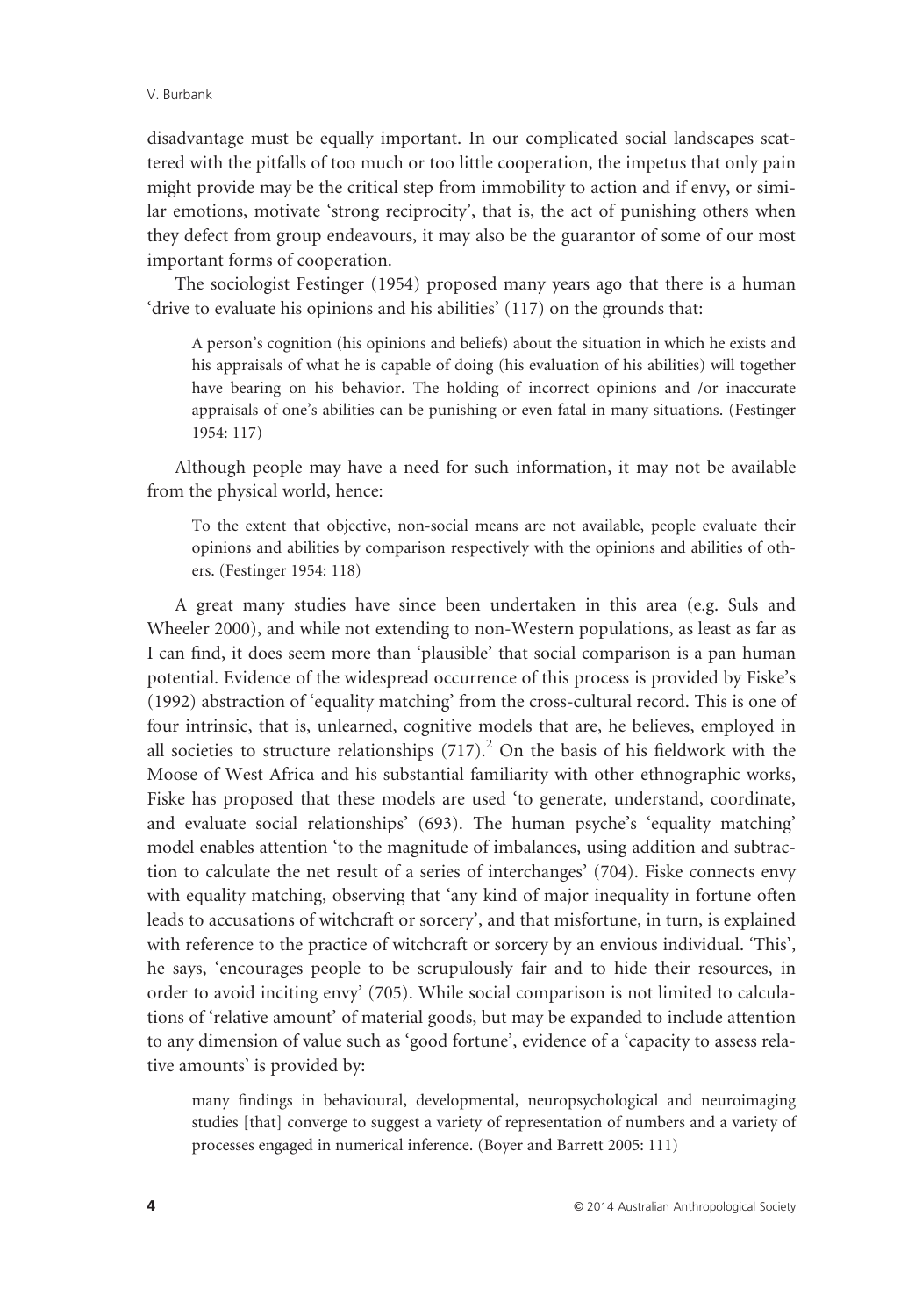disadvantage must be equally important. In our complicated social landscapes scattered with the pitfalls of too much or too little cooperation, the impetus that only pain might provide may be the critical step from immobility to action and if envy, or similar emotions, motivate 'strong reciprocity', that is, the act of punishing others when they defect from group endeavours, it may also be the guarantor of some of our most important forms of cooperation.

The sociologist Festinger (1954) proposed many years ago that there is a human 'drive to evaluate his opinions and his abilities' (117) on the grounds that:

> A person's cognition (his opinions and beliefs) about the situation in which he exists and his appraisals of what he is capable of doing (his evaluation of his abilities) will together have bearing on his behavior. The holding of incorrect opinions and /or inaccurate appraisals of one's abilities can be punishing or even fatal in many situations. (Festinger 1954: 117)

Although people may have a need for such information, it may not be available from the physical world, hence:

> To the extent that objective, non-social means are not available, people evaluate their opinions and abilities by comparison respectively with the opinions and abilities of others. (Festinger 1954: 118)

A great many studies have since been undertaken in this area (e.g. Suls and Wheeler 2000), and while not extending to non-Western populations, as least as far as I can find, it does seem more than 'plausible' that social comparison is a pan human potential. Evidence of the widespread occurrence of this process is provided by Fiske's (1992) abstraction of 'equality matching' from the cross-cultural record. This is one of four intrinsic, that is, unlearned, cognitive models that are, he believes, employed in all societies to structure relationships (717).[2] On the basis of his fieldwork with the Moose of West Africa and his substantial familiarity with other ethnographic works, Fiske has proposed that these models are used 'to generate, understand, coordinate, and evaluate social relationships' (693). The human psyche's 'equality matching' model enables attention 'to the magnitude of imbalances, using addition and subtraction to calculate the net result of a series of interchanges' (704). Fiske connects envy with equality matching, observing that 'any kind of major inequality in fortune often leads to accusations of witchcraft or sorcery', and that misfortune, in turn, is explained with reference to the practice of witchcraft or sorcery by an envious individual. 'This', he says, 'encourages people to be scrupulously fair and to hide their resources, in order to avoid inciting envy' (705). While social comparison is not limited to calculations of 'relative amount' of material goods, but may be expanded to include attention to any dimension of value such as 'good fortune', evidence of a 'capacity to assess relative amounts' is provided by:

> many findings in behavioural, developmental, neuropsychological and neuroimaging studies [that] converge to suggest a variety of representation of numbers and a variety of processes engaged in numerical inference. (Boyer and Barrett 2005: 111)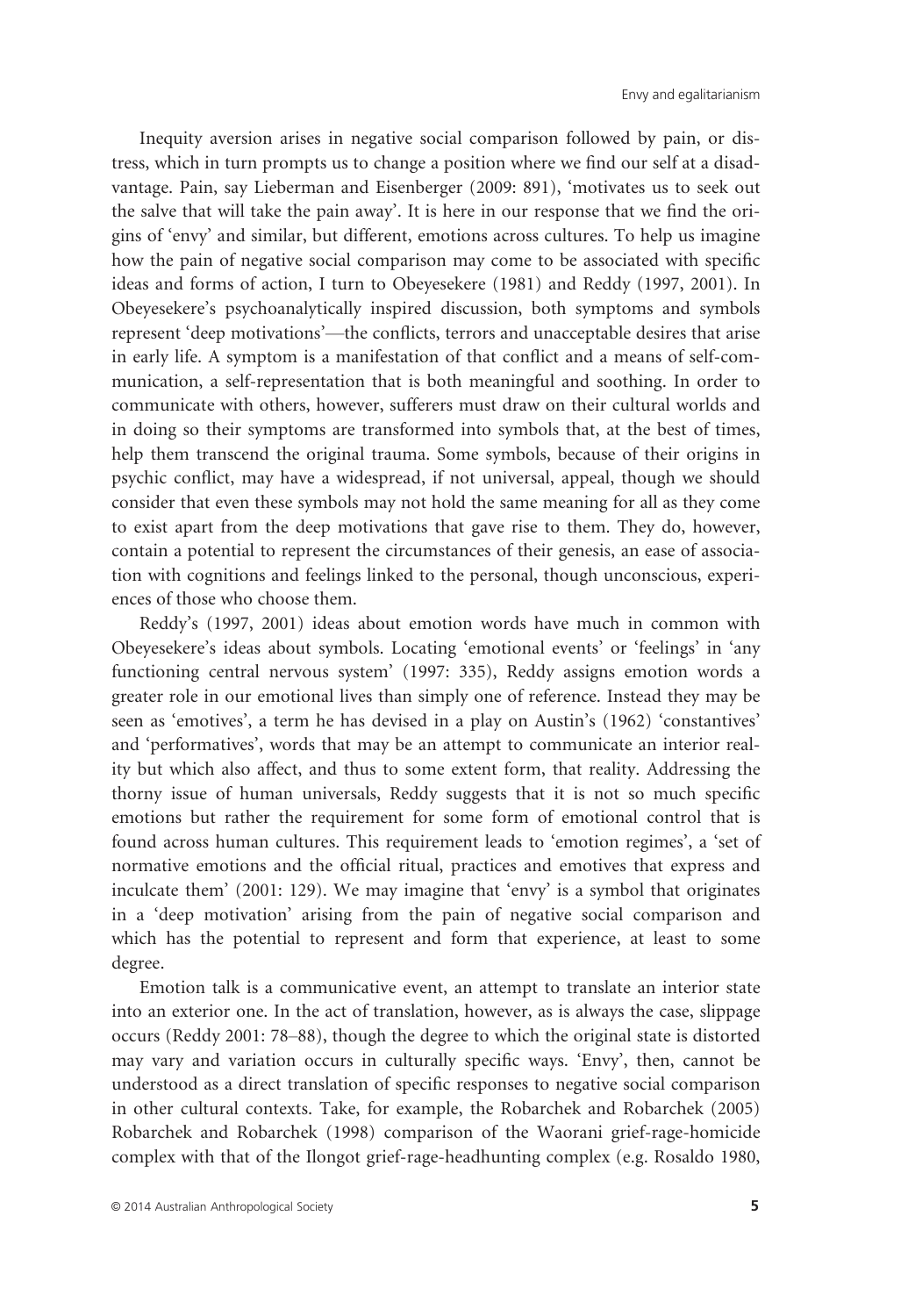Inequity aversion arises in negative social comparison followed by pain, or distress, which in turn prompts us to change a position where we find our self at a disadvantage. Pain, say Lieberman and Eisenberger (2009: 891), 'motivates us to seek out the salve that will take the pain away'. It is here in our response that we find the origins of 'envy' and similar, but different, emotions across cultures. To help us imagine how the pain of negative social comparison may come to be associated with specific ideas and forms of action, I turn to Obeyesekere (1981) and Reddy (1997, 2001). In Obeyesekere's psychoanalytically inspired discussion, both symptoms and symbols represent 'deep motivations'—the conflicts, terrors and unacceptable desires that arise in early life. A symptom is a manifestation of that conflict and a means of self-communication, a self-representation that is both meaningful and soothing. In order to communicate with others, however, sufferers must draw on their cultural worlds and in doing so their symptoms are transformed into symbols that, at the best of times, help them transcend the original trauma. Some symbols, because of their origins in psychic conflict, may have a widespread, if not universal, appeal, though we should consider that even these symbols may not hold the same meaning for all as they come to exist apart from the deep motivations that gave rise to them. They do, however, contain a potential to represent the circumstances of their genesis, an ease of association with cognitions and feelings linked to the personal, though unconscious, experiences of those who choose them.

Reddy's (1997, 2001) ideas about emotion words have much in common with Obeyesekere's ideas about symbols. Locating 'emotional events' or 'feelings' in 'any functioning central nervous system' (1997: 335), Reddy assigns emotion words a greater role in our emotional lives than simply one of reference. Instead they may be seen as 'emotives', a term he has devised in a play on Austin's (1962) 'constantives' and 'performatives', words that may be an attempt to communicate an interior reality but which also affect, and thus to some extent form, that reality. Addressing the thorny issue of human universals, Reddy suggests that it is not so much specific emotions but rather the requirement for some form of emotional control that is found across human cultures. This requirement leads to 'emotion regimes', a 'set of normative emotions and the official ritual, practices and emotives that express and inculcate them' (2001: 129). We may imagine that 'envy' is a symbol that originates in a 'deep motivation' arising from the pain of negative social comparison and which has the potential to represent and form that experience, at least to some degree.

Emotion talk is a communicative event, an attempt to translate an interior state into an exterior one. In the act of translation, however, as is always the case, slippage occurs (Reddy 2001: 78–88), though the degree to which the original state is distorted may vary and variation occurs in culturally specific ways. 'Envy', then, cannot be understood as a direct translation of specific responses to negative social comparison in other cultural contexts. Take, for example, the Robarchek and Robarchek (2005) Robarchek and Robarchek (1998) comparison of the Waorani grief-rage-homicide complex with that of the Ilongot grief-rage-headhunting complex (e.g. Rosaldo 1980,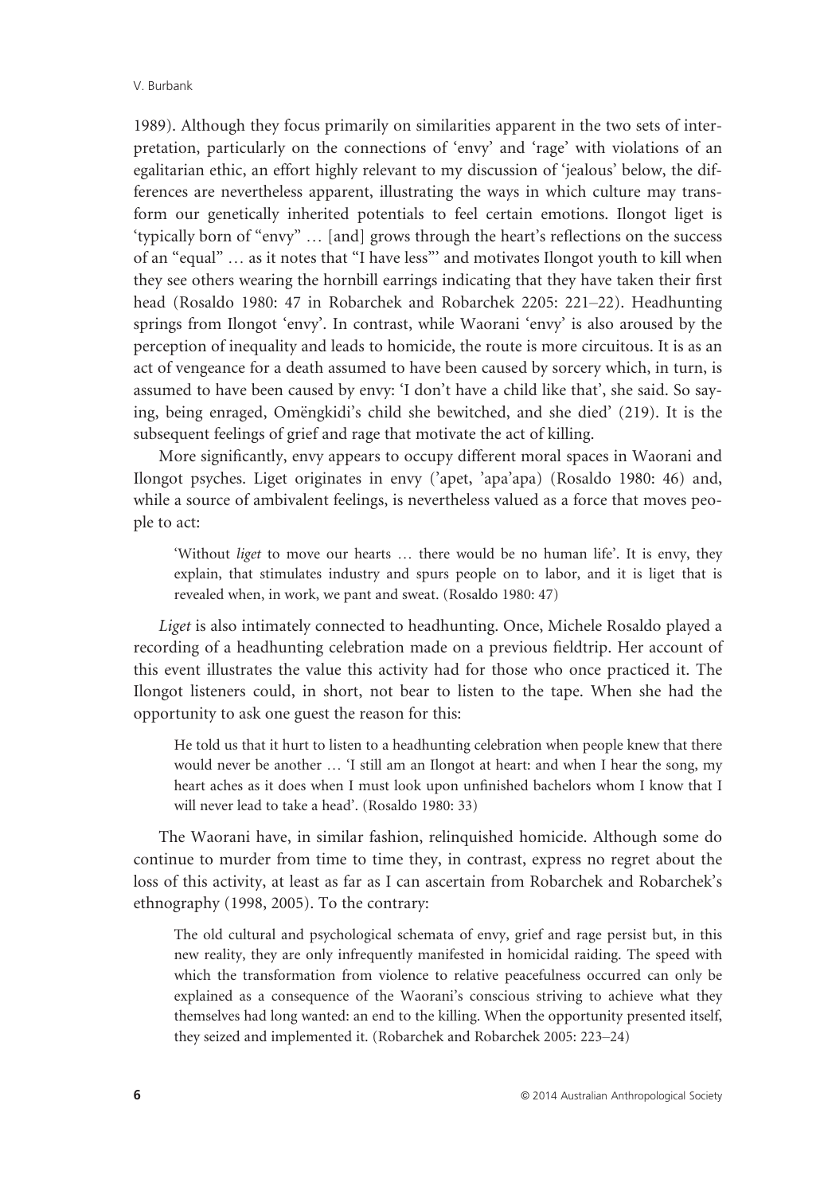1989). Although they focus primarily on similarities apparent in the two sets of interpretation, particularly on the connections of 'envy' and 'rage' with violations of an egalitarian ethic, an effort highly relevant to my discussion of 'jealous' below, the differences are nevertheless apparent, illustrating the ways in which culture may transform our genetically inherited potentials to feel certain emotions. Ilongot liget is 'typically born of "envy" … [and] grows through the heart's reflections on the success of an "equal" … as it notes that "I have less"' and motivates Ilongot youth to kill when they see others wearing the hornbill earrings indicating that they have taken their first head (Rosaldo 1980: 47 in Robarchek and Robarchek 2205: 221–22). Headhunting springs from Ilongot 'envy'. In contrast, while Waorani 'envy' is also aroused by the perception of inequality and leads to homicide, the route is more circuitous. It is as an act of vengeance for a death assumed to have been caused by sorcery which, in turn, is assumed to have been caused by envy: 'I don't have a child like that', she said. So saying, being enraged, Omëngkidi's child she bewitched, and she died' (219). It is the subsequent feelings of grief and rage that motivate the act of killing.

More significantly, envy appears to occupy different moral spaces in Waorani and Ilongot psyches. Liget originates in envy ('apet, 'apa'apa) (Rosaldo 1980: 46) and, while a source of ambivalent feelings, is nevertheless valued as a force that moves people to act:

> 'Without *liget* to move our hearts … there would be no human life'. It is envy, they explain, that stimulates industry and spurs people on to labor, and it is liget that is revealed when, in work, we pant and sweat. (Rosaldo 1980: 47)

*Liget* is also intimately connected to headhunting. Once, Michele Rosaldo played a recording of a headhunting celebration made on a previous fieldtrip. Her account of this event illustrates the value this activity had for those who once practiced it. The Ilongot listeners could, in short, not bear to listen to the tape. When she had the opportunity to ask one guest the reason for this:

> He told us that it hurt to listen to a headhunting celebration when people knew that there would never be another … 'I still am an Ilongot at heart: and when I hear the song, my heart aches as it does when I must look upon unfinished bachelors whom I know that I will never lead to take a head'. (Rosaldo 1980: 33)

The Waorani have, in similar fashion, relinquished homicide. Although some do continue to murder from time to time they, in contrast, express no regret about the loss of this activity, at least as far as I can ascertain from Robarchek and Robarchek's ethnography (1998, 2005). To the contrary:

> The old cultural and psychological schemata of envy, grief and rage persist but, in this new reality, they are only infrequently manifested in homicidal raiding. The speed with which the transformation from violence to relative peacefulness occurred can only be explained as a consequence of the Waorani's conscious striving to achieve what they themselves had long wanted: an end to the killing. When the opportunity presented itself, they seized and implemented it. (Robarchek and Robarchek 2005: 223–24)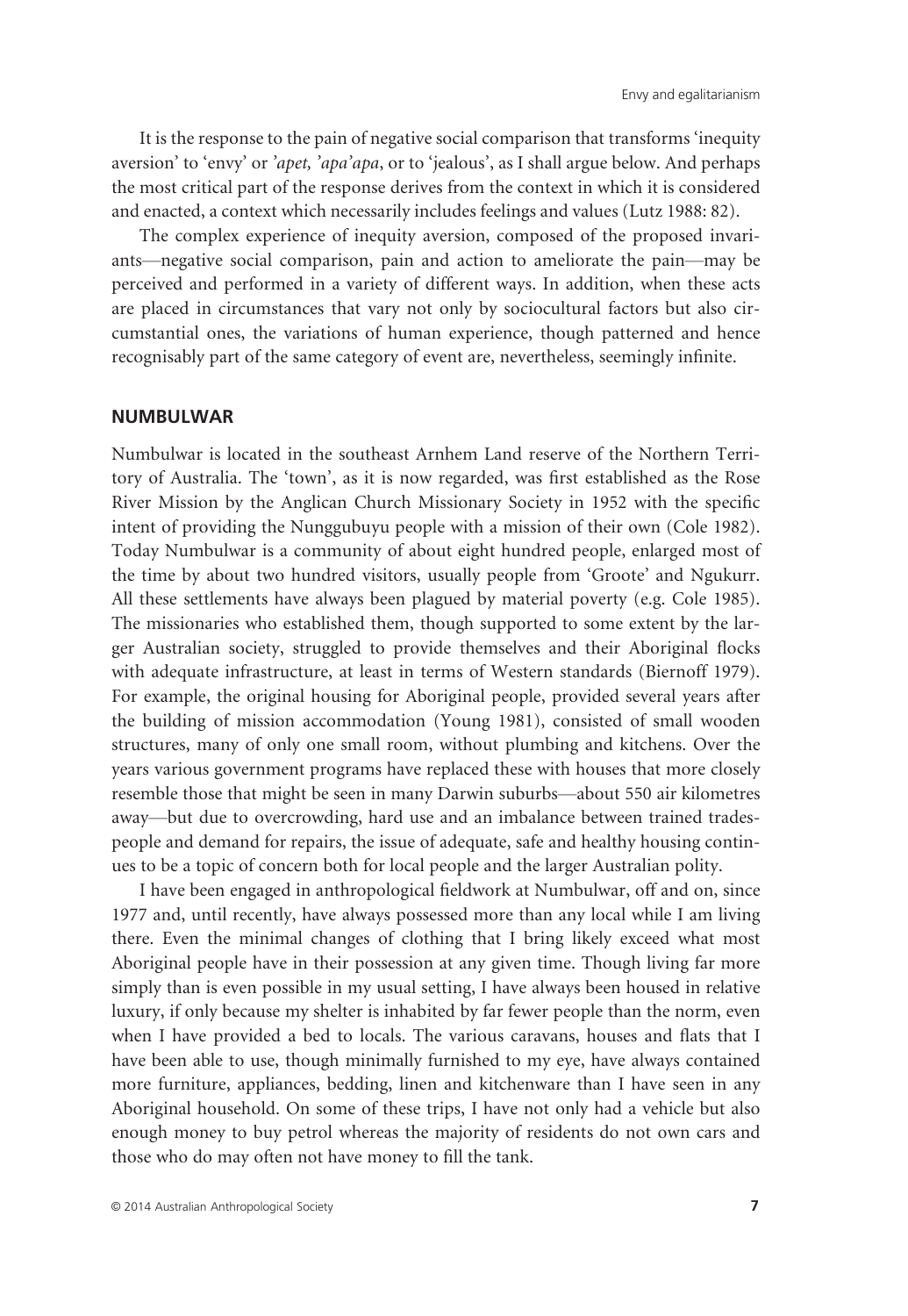It is the response to the pain of negative social comparison that transforms 'inequity aversion' to 'envy' or *'apet, 'apa'apa*, or to 'jealous', as I shall argue below. And perhaps the most critical part of the response derives from the context in which it is considered and enacted, a context which necessarily includes feelings and values (Lutz 1988: 82).

The complex experience of inequity aversion, composed of the proposed invariants—negative social comparison, pain and action to ameliorate the pain—may be perceived and performed in a variety of different ways. In addition, when these acts are placed in circumstances that vary not only by sociocultural factors but also circumstantial ones, the variations of human experience, though patterned and hence recognisably part of the same category of event are, nevertheless, seemingly infinite.

## NUMBULWAR

Numbulwar is located in the southeast Arnhem Land reserve of the Northern Territory of Australia. The 'town', as it is now regarded, was first established as the Rose River Mission by the Anglican Church Missionary Society in 1952 with the specific intent of providing the Nunggubuyu people with a mission of their own (Cole 1982). Today Numbulwar is a community of about eight hundred people, enlarged most of the time by about two hundred visitors, usually people from 'Groote' and Ngukurr. All these settlements have always been plagued by material poverty (e.g. Cole 1985). The missionaries who established them, though supported to some extent by the larger Australian society, struggled to provide themselves and their Aboriginal flocks with adequate infrastructure, at least in terms of Western standards (Biernoff 1979). For example, the original housing for Aboriginal people, provided several years after the building of mission accommodation (Young 1981), consisted of small wooden structures, many of only one small room, without plumbing and kitchens. Over the years various government programs have replaced these with houses that more closely resemble those that might be seen in many Darwin suburbs—about 550 air kilometres away—but due to overcrowding, hard use and an imbalance between trained tradespeople and demand for repairs, the issue of adequate, safe and healthy housing continues to be a topic of concern both for local people and the larger Australian polity.

I have been engaged in anthropological fieldwork at Numbulwar, off and on, since 1977 and, until recently, have always possessed more than any local while I am living there. Even the minimal changes of clothing that I bring likely exceed what most Aboriginal people have in their possession at any given time. Though living far more simply than is even possible in my usual setting, I have always been housed in relative luxury, if only because my shelter is inhabited by far fewer people than the norm, even when I have provided a bed to locals. The various caravans, houses and flats that I have been able to use, though minimally furnished to my eye, have always contained more furniture, appliances, bedding, linen and kitchenware than I have seen in any Aboriginal household. On some of these trips, I have not only had a vehicle but also enough money to buy petrol whereas the majority of residents do not own cars and those who do may often not have money to fill the tank.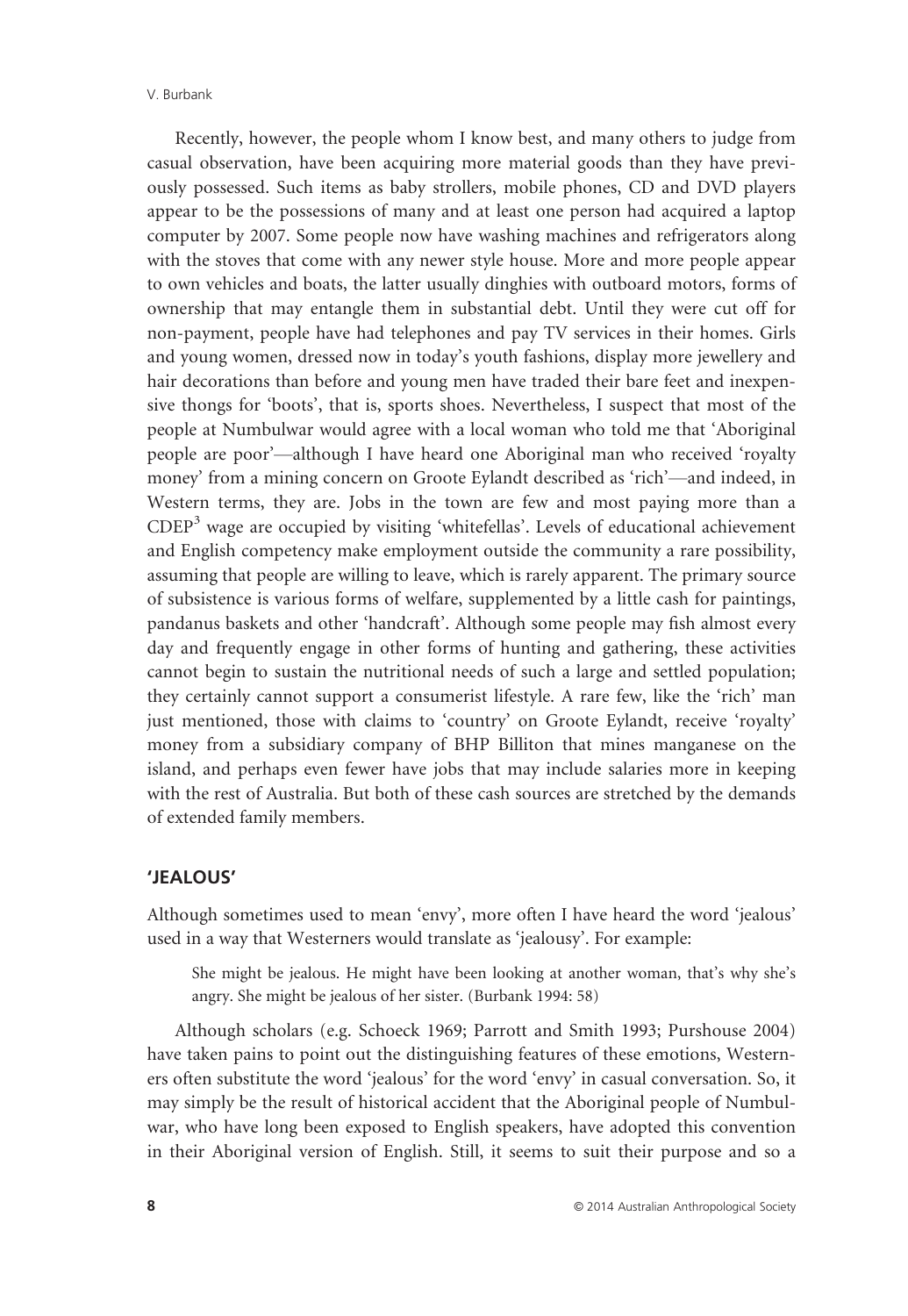Recently, however, the people whom I know best, and many others to judge from casual observation, have been acquiring more material goods than they have previously possessed. Such items as baby strollers, mobile phones, CD and DVD players appear to be the possessions of many and at least one person had acquired a laptop computer by 2007. Some people now have washing machines and refrigerators along with the stoves that come with any newer style house. More and more people appear to own vehicles and boats, the latter usually dinghies with outboard motors, forms of ownership that may entangle them in substantial debt. Until they were cut off for non-payment, people have had telephones and pay TV services in their homes. Girls and young women, dressed now in today's youth fashions, display more jewellery and hair decorations than before and young men have traded their bare feet and inexpensive thongs for 'boots', that is, sports shoes. Nevertheless, I suspect that most of the people at Numbulwar would agree with a local woman who told me that 'Aboriginal people are poor'—although I have heard one Aboriginal man who received 'royalty money' from a mining concern on Groote Eylandt described as 'rich'—and indeed, in Western terms, they are. Jobs in the town are few and most paying more than a CDEP[3] wage are occupied by visiting 'whitefellas'. Levels of educational achievement and English competency make employment outside the community a rare possibility, assuming that people are willing to leave, which is rarely apparent. The primary source of subsistence is various forms of welfare, supplemented by a little cash for paintings, pandanus baskets and other 'handcraft'. Although some people may fish almost every day and frequently engage in other forms of hunting and gathering, these activities cannot begin to sustain the nutritional needs of such a large and settled population; they certainly cannot support a consumerist lifestyle. A rare few, like the 'rich' man just mentioned, those with claims to 'country' on Groote Eylandt, receive 'royalty' money from a subsidiary company of BHP Billiton that mines manganese on the island, and perhaps even fewer have jobs that may include salaries more in keeping with the rest of Australia. But both of these cash sources are stretched by the demands of extended family members.

## 'JEALOUS'

Although sometimes used to mean 'envy', more often I have heard the word 'jealous' used in a way that Westerners would translate as 'jealousy'. For example:

> She might be jealous. He might have been looking at another woman, that's why she's angry. She might be jealous of her sister. (Burbank 1994: 58)

Although scholars (e.g. Schoeck 1969; Parrott and Smith 1993; Purshouse 2004) have taken pains to point out the distinguishing features of these emotions, Westerners often substitute the word 'jealous' for the word 'envy' in casual conversation. So, it may simply be the result of historical accident that the Aboriginal people of Numbulwar, who have long been exposed to English speakers, have adopted this convention in their Aboriginal version of English. Still, it seems to suit their purpose and so a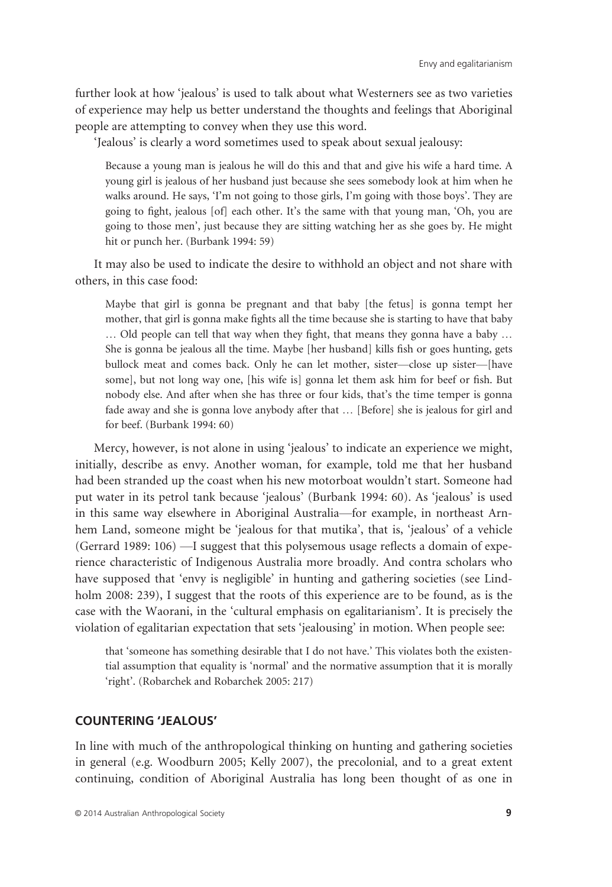further look at how 'jealous' is used to talk about what Westerners see as two varieties of experience may help us better understand the thoughts and feelings that Aboriginal people are attempting to convey when they use this word.

'Jealous' is clearly a word sometimes used to speak about sexual jealousy:

> Because a young man is jealous he will do this and that and give his wife a hard time. A young girl is jealous of her husband just because she sees somebody look at him when he walks around. He says, 'I'm not going to those girls, I'm going with those boys'. They are going to fight, jealous [of] each other. It's the same with that young man, 'Oh, you are going to those men', just because they are sitting watching her as she goes by. He might hit or punch her. (Burbank 1994: 59)

It may also be used to indicate the desire to withhold an object and not share with others, in this case food:

> Maybe that girl is gonna be pregnant and that baby [the fetus] is gonna tempt her mother, that girl is gonna make fights all the time because she is starting to have that baby … Old people can tell that way when they fight, that means they gonna have a baby … She is gonna be jealous all the time. Maybe [her husband] kills fish or goes hunting, gets bullock meat and comes back. Only he can let mother, sister—close up sister—[have some], but not long way one, [his wife is] gonna let them ask him for beef or fish. But nobody else. And after when she has three or four kids, that's the time temper is gonna fade away and she is gonna love anybody after that … [Before] she is jealous for girl and for beef. (Burbank 1994: 60)

Mercy, however, is not alone in using 'jealous' to indicate an experience we might, initially, describe as envy. Another woman, for example, told me that her husband had been stranded up the coast when his new motorboat wouldn't start. Someone had put water in its petrol tank because 'jealous' (Burbank 1994: 60). As 'jealous' is used in this same way elsewhere in Aboriginal Australia—for example, in northeast Arnhem Land, someone might be 'jealous for that mutika', that is, 'jealous' of a vehicle (Gerrard 1989: 106) —I suggest that this polysemous usage reflects a domain of experience characteristic of Indigenous Australia more broadly. And contra scholars who have supposed that 'envy is negligible' in hunting and gathering societies (see Lindholm 2008: 239), I suggest that the roots of this experience are to be found, as is the case with the Waorani, in the 'cultural emphasis on egalitarianism'. It is precisely the violation of egalitarian expectation that sets 'jealousing' in motion. When people see:

> that 'someone has something desirable that I do not have.' This violates both the existential assumption that equality is 'normal' and the normative assumption that it is morally 'right'. (Robarchek and Robarchek 2005: 217)

## COUNTERING 'JEALOUS'

In line with much of the anthropological thinking on hunting and gathering societies in general (e.g. Woodburn 2005; Kelly 2007), the precolonial, and to a great extent continuing, condition of Aboriginal Australia has long been thought of as one in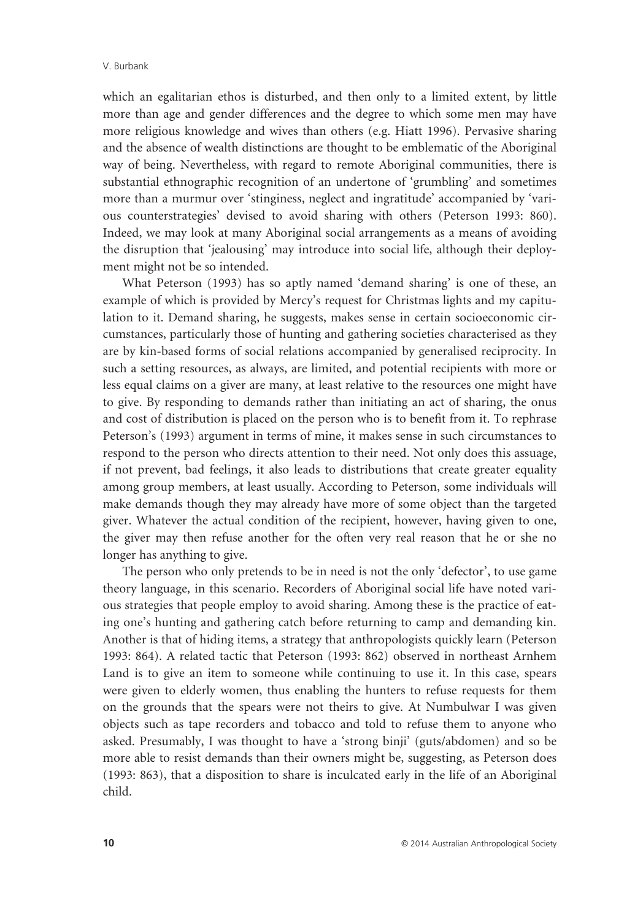which an egalitarian ethos is disturbed, and then only to a limited extent, by little more than age and gender differences and the degree to which some men may have more religious knowledge and wives than others (e.g. Hiatt 1996). Pervasive sharing and the absence of wealth distinctions are thought to be emblematic of the Aboriginal way of being. Nevertheless, with regard to remote Aboriginal communities, there is substantial ethnographic recognition of an undertone of 'grumbling' and sometimes more than a murmur over 'stinginess, neglect and ingratitude' accompanied by 'various counterstrategies' devised to avoid sharing with others (Peterson 1993: 860). Indeed, we may look at many Aboriginal social arrangements as a means of avoiding the disruption that 'jealousing' may introduce into social life, although their deployment might not be so intended.

What Peterson (1993) has so aptly named 'demand sharing' is one of these, an example of which is provided by Mercy's request for Christmas lights and my capitulation to it. Demand sharing, he suggests, makes sense in certain socioeconomic circumstances, particularly those of hunting and gathering societies characterised as they are by kin-based forms of social relations accompanied by generalised reciprocity. In such a setting resources, as always, are limited, and potential recipients with more or less equal claims on a giver are many, at least relative to the resources one might have to give. By responding to demands rather than initiating an act of sharing, the onus and cost of distribution is placed on the person who is to benefit from it. To rephrase Peterson's (1993) argument in terms of mine, it makes sense in such circumstances to respond to the person who directs attention to their need. Not only does this assuage, if not prevent, bad feelings, it also leads to distributions that create greater equality among group members, at least usually. According to Peterson, some individuals will make demands though they may already have more of some object than the targeted giver. Whatever the actual condition of the recipient, however, having given to one, the giver may then refuse another for the often very real reason that he or she no longer has anything to give.

The person who only pretends to be in need is not the only 'defector', to use game theory language, in this scenario. Recorders of Aboriginal social life have noted various strategies that people employ to avoid sharing. Among these is the practice of eating one's hunting and gathering catch before returning to camp and demanding kin. Another is that of hiding items, a strategy that anthropologists quickly learn (Peterson 1993: 864). A related tactic that Peterson (1993: 862) observed in northeast Arnhem Land is to give an item to someone while continuing to use it. In this case, spears were given to elderly women, thus enabling the hunters to refuse requests for them on the grounds that the spears were not theirs to give. At Numbulwar I was given objects such as tape recorders and tobacco and told to refuse them to anyone who asked. Presumably, I was thought to have a 'strong binji' (guts/abdomen) and so be more able to resist demands than their owners might be, suggesting, as Peterson does (1993: 863), that a disposition to share is inculcated early in the life of an Aboriginal child.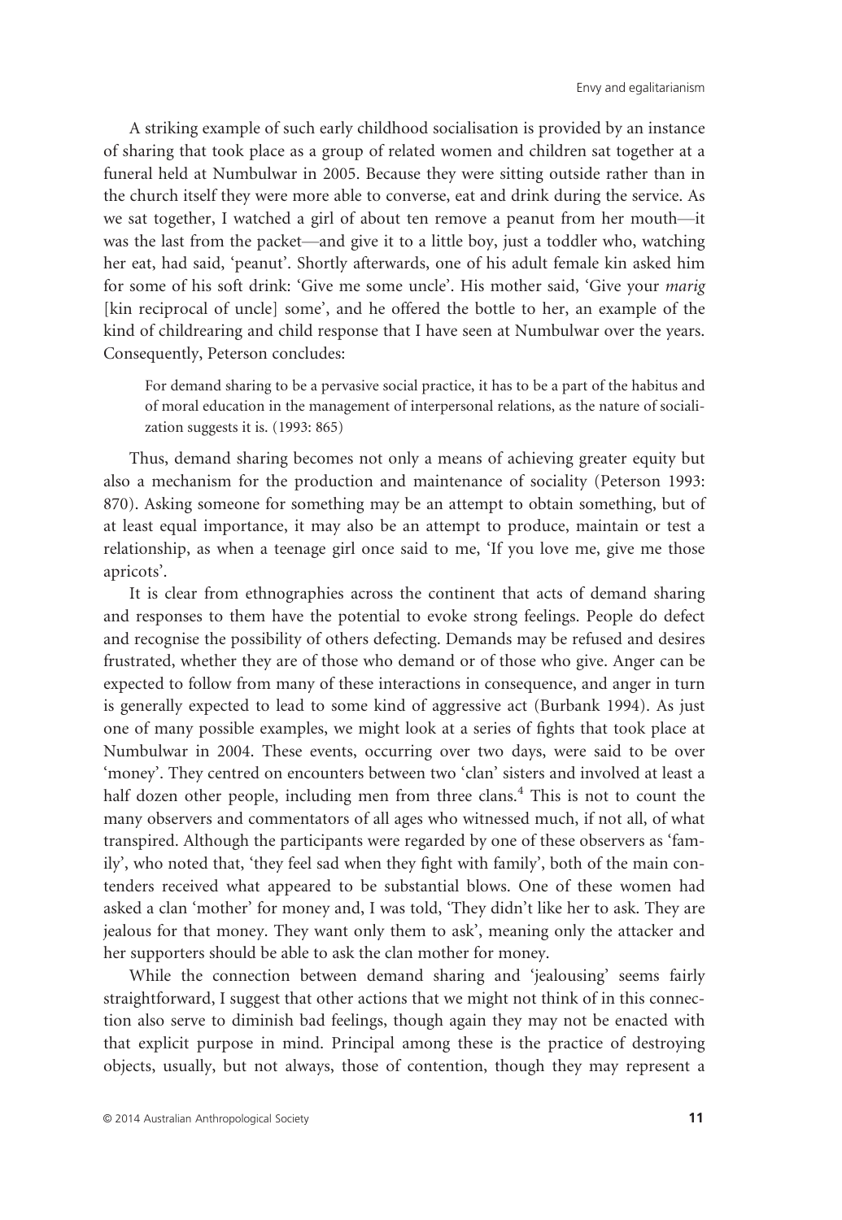A striking example of such early childhood socialisation is provided by an instance of sharing that took place as a group of related women and children sat together at a funeral held at Numbulwar in 2005. Because they were sitting outside rather than in the church itself they were more able to converse, eat and drink during the service. As we sat together, I watched a girl of about ten remove a peanut from her mouth—it was the last from the packet—and give it to a little boy, just a toddler who, watching her eat, had said, 'peanut'. Shortly afterwards, one of his adult female kin asked him for some of his soft drink: 'Give me some uncle'. His mother said, 'Give your *marig* [kin reciprocal of uncle] some', and he offered the bottle to her, an example of the kind of childrearing and child response that I have seen at Numbulwar over the years. Consequently, Peterson concludes:

> For demand sharing to be a pervasive social practice, it has to be a part of the habitus and of moral education in the management of interpersonal relations, as the nature of socialization suggests it is. (1993: 865)

Thus, demand sharing becomes not only a means of achieving greater equity but also a mechanism for the production and maintenance of sociality (Peterson 1993: 870). Asking someone for something may be an attempt to obtain something, but of at least equal importance, it may also be an attempt to produce, maintain or test a relationship, as when a teenage girl once said to me, 'If you love me, give me those apricots'.

It is clear from ethnographies across the continent that acts of demand sharing and responses to them have the potential to evoke strong feelings. People do defect and recognise the possibility of others defecting. Demands may be refused and desires frustrated, whether they are of those who demand or of those who give. Anger can be expected to follow from many of these interactions in consequence, and anger in turn is generally expected to lead to some kind of aggressive act (Burbank 1994). As just one of many possible examples, we might look at a series of fights that took place at Numbulwar in 2004. These events, occurring over two days, were said to be over 'money'. They centred on encounters between two 'clan' sisters and involved at least a half dozen other people, including men from three clans.[4] This is not to count the many observers and commentators of all ages who witnessed much, if not all, of what transpired. Although the participants were regarded by one of these observers as 'family', who noted that, 'they feel sad when they fight with family', both of the main contenders received what appeared to be substantial blows. One of these women had asked a clan 'mother' for money and, I was told, 'They didn't like her to ask. They are jealous for that money. They want only them to ask', meaning only the attacker and her supporters should be able to ask the clan mother for money.

While the connection between demand sharing and 'jealousing' seems fairly straightforward, I suggest that other actions that we might not think of in this connection also serve to diminish bad feelings, though again they may not be enacted with that explicit purpose in mind. Principal among these is the practice of destroying objects, usually, but not always, those of contention, though they may represent a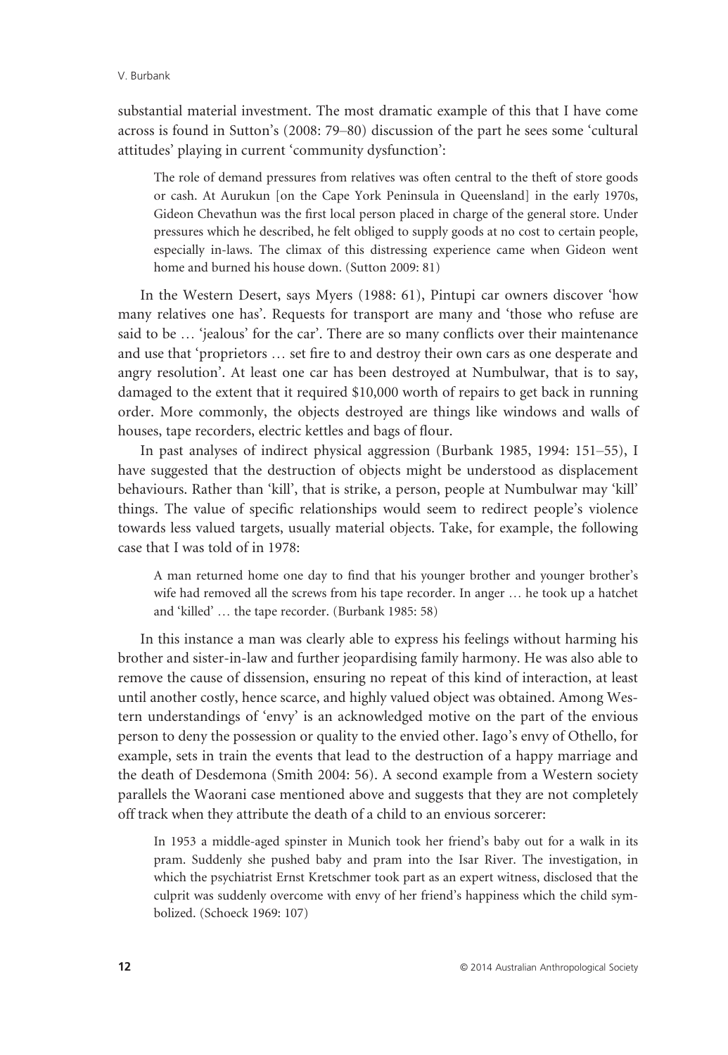substantial material investment. The most dramatic example of this that I have come across is found in Sutton's (2008: 79–80) discussion of the part he sees some 'cultural attitudes' playing in current 'community dysfunction':

> The role of demand pressures from relatives was often central to the theft of store goods or cash. At Aurukun [on the Cape York Peninsula in Queensland] in the early 1970s, Gideon Chevathun was the first local person placed in charge of the general store. Under pressures which he described, he felt obliged to supply goods at no cost to certain people, especially in-laws. The climax of this distressing experience came when Gideon went home and burned his house down. (Sutton 2009: 81)

In the Western Desert, says Myers (1988: 61), Pintupi car owners discover 'how many relatives one has'. Requests for transport are many and 'those who refuse are said to be … 'jealous' for the car'. There are so many conflicts over their maintenance and use that 'proprietors … set fire to and destroy their own cars as one desperate and angry resolution'. At least one car has been destroyed at Numbulwar, that is to say, damaged to the extent that it required $10,000 worth of repairs to get back in running order. More commonly, the objects destroyed are things like windows and walls of houses, tape recorders, electric kettles and bags of flour.

In past analyses of indirect physical aggression (Burbank 1985, 1994: 151–55), I have suggested that the destruction of objects might be understood as displacement behaviours. Rather than 'kill', that is strike, a person, people at Numbulwar may 'kill' things. The value of specific relationships would seem to redirect people's violence towards less valued targets, usually material objects. Take, for example, the following case that I was told of in 1978:

> A man returned home one day to find that his younger brother and younger brother's wife had removed all the screws from his tape recorder. In anger … he took up a hatchet and 'killed' … the tape recorder. (Burbank 1985: 58)

In this instance a man was clearly able to express his feelings without harming his brother and sister-in-law and further jeopardising family harmony. He was also able to remove the cause of dissension, ensuring no repeat of this kind of interaction, at least until another costly, hence scarce, and highly valued object was obtained. Among Western understandings of 'envy' is an acknowledged motive on the part of the envious person to deny the possession or quality to the envied other. Iago's envy of Othello, for example, sets in train the events that lead to the destruction of a happy marriage and the death of Desdemona (Smith 2004: 56). A second example from a Western society parallels the Waorani case mentioned above and suggests that they are not completely off track when they attribute the death of a child to an envious sorcerer:

> In 1953 a middle-aged spinster in Munich took her friend's baby out for a walk in its pram. Suddenly she pushed baby and pram into the Isar River. The investigation, in which the psychiatrist Ernst Kretschmer took part as an expert witness, disclosed that the culprit was suddenly overcome with envy of her friend's happiness which the child symbolized. (Schoeck 1969: 107)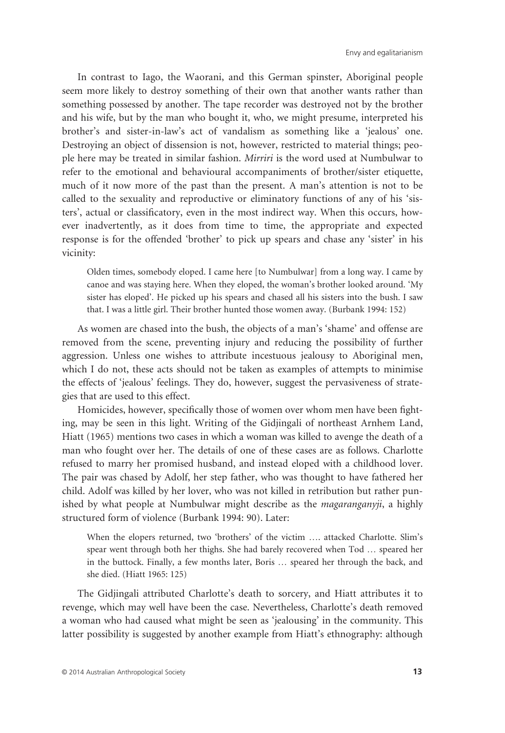In contrast to Iago, the Waorani, and this German spinster, Aboriginal people seem more likely to destroy something of their own that another wants rather than something possessed by another. The tape recorder was destroyed not by the brother and his wife, but by the man who bought it, who, we might presume, interpreted his brother's and sister-in-law's act of vandalism as something like a 'jealous' one. Destroying an object of dissension is not, however, restricted to material things; people here may be treated in similar fashion. *Mirriri* is the word used at Numbulwar to refer to the emotional and behavioural accompaniments of brother/sister etiquette, much of it now more of the past than the present. A man's attention is not to be called to the sexuality and reproductive or eliminatory functions of any of his 'sisters', actual or classificatory, even in the most indirect way. When this occurs, however inadvertently, as it does from time to time, the appropriate and expected response is for the offended 'brother' to pick up spears and chase any 'sister' in his vicinity:

> Olden times, somebody eloped. I came here [to Numbulwar] from a long way. I came by canoe and was staying here. When they eloped, the woman's brother looked around. 'My sister has eloped'. He picked up his spears and chased all his sisters into the bush. I saw that. I was a little girl. Their brother hunted those women away. (Burbank 1994: 152)

As women are chased into the bush, the objects of a man's 'shame' and offense are removed from the scene, preventing injury and reducing the possibility of further aggression. Unless one wishes to attribute incestuous jealousy to Aboriginal men, which I do not, these acts should not be taken as examples of attempts to minimise the effects of 'jealous' feelings. They do, however, suggest the pervasiveness of strategies that are used to this effect.

Homicides, however, specifically those of women over whom men have been fighting, may be seen in this light. Writing of the Gidjingali of northeast Arnhem Land, Hiatt (1965) mentions two cases in which a woman was killed to avenge the death of a man who fought over her. The details of one of these cases are as follows. Charlotte refused to marry her promised husband, and instead eloped with a childhood lover. The pair was chased by Adolf, her step father, who was thought to have fathered her child. Adolf was killed by her lover, who was not killed in retribution but rather punished by what people at Numbulwar might describe as the *magaranganyji*, a highly structured form of violence (Burbank 1994: 90). Later:

> When the elopers returned, two 'brothers' of the victim …. attacked Charlotte. Slim's spear went through both her thighs. She had barely recovered when Tod … speared her in the buttock. Finally, a few months later, Boris … speared her through the back, and she died. (Hiatt 1965: 125)

The Gidjingali attributed Charlotte's death to sorcery, and Hiatt attributes it to revenge, which may well have been the case. Nevertheless, Charlotte's death removed a woman who had caused what might be seen as 'jealousing' in the community. This latter possibility is suggested by another example from Hiatt's ethnography: although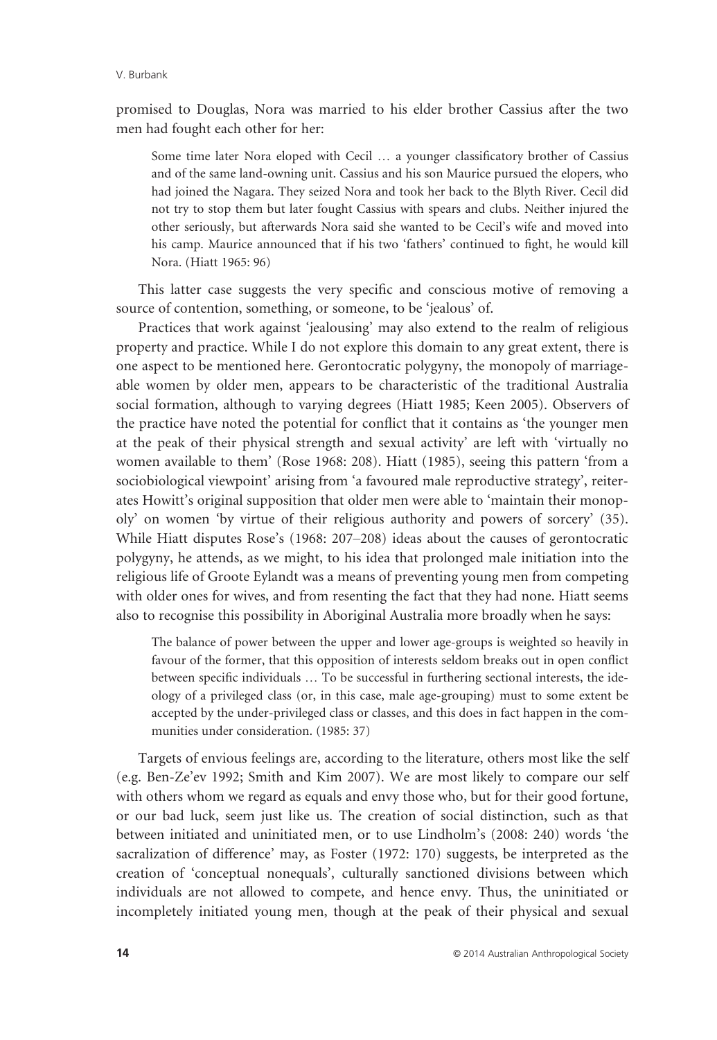promised to Douglas, Nora was married to his elder brother Cassius after the two men had fought each other for her:

> Some time later Nora eloped with Cecil … a younger classificatory brother of Cassius and of the same land-owning unit. Cassius and his son Maurice pursued the elopers, who had joined the Nagara. They seized Nora and took her back to the Blyth River. Cecil did not try to stop them but later fought Cassius with spears and clubs. Neither injured the other seriously, but afterwards Nora said she wanted to be Cecil's wife and moved into his camp. Maurice announced that if his two 'fathers' continued to fight, he would kill Nora. (Hiatt 1965: 96)

This latter case suggests the very specific and conscious motive of removing a source of contention, something, or someone, to be 'jealous' of.

Practices that work against 'jealousing' may also extend to the realm of religious property and practice. While I do not explore this domain to any great extent, there is one aspect to be mentioned here. Gerontocratic polygyny, the monopoly of marriageable women by older men, appears to be characteristic of the traditional Australia social formation, although to varying degrees (Hiatt 1985; Keen 2005). Observers of the practice have noted the potential for conflict that it contains as 'the younger men at the peak of their physical strength and sexual activity' are left with 'virtually no women available to them' (Rose 1968: 208). Hiatt (1985), seeing this pattern 'from a sociobiological viewpoint' arising from 'a favoured male reproductive strategy', reiterates Howitt's original supposition that older men were able to 'maintain their monopoly' on women 'by virtue of their religious authority and powers of sorcery' (35). While Hiatt disputes Rose's (1968: 207–208) ideas about the causes of gerontocratic polygyny, he attends, as we might, to his idea that prolonged male initiation into the religious life of Groote Eylandt was a means of preventing young men from competing with older ones for wives, and from resenting the fact that they had none. Hiatt seems also to recognise this possibility in Aboriginal Australia more broadly when he says:

> The balance of power between the upper and lower age-groups is weighted so heavily in favour of the former, that this opposition of interests seldom breaks out in open conflict between specific individuals … To be successful in furthering sectional interests, the ideology of a privileged class (or, in this case, male age-grouping) must to some extent be accepted by the under-privileged class or classes, and this does in fact happen in the communities under consideration. (1985: 37)

Targets of envious feelings are, according to the literature, others most like the self (e.g. Ben-Ze'ev 1992; Smith and Kim 2007). We are most likely to compare our self with others whom we regard as equals and envy those who, but for their good fortune, or our bad luck, seem just like us. The creation of social distinction, such as that between initiated and uninitiated men, or to use Lindholm's (2008: 240) words 'the sacralization of difference' may, as Foster (1972: 170) suggests, be interpreted as the creation of 'conceptual nonequals', culturally sanctioned divisions between which individuals are not allowed to compete, and hence envy. Thus, the uninitiated or incompletely initiated young men, though at the peak of their physical and sexual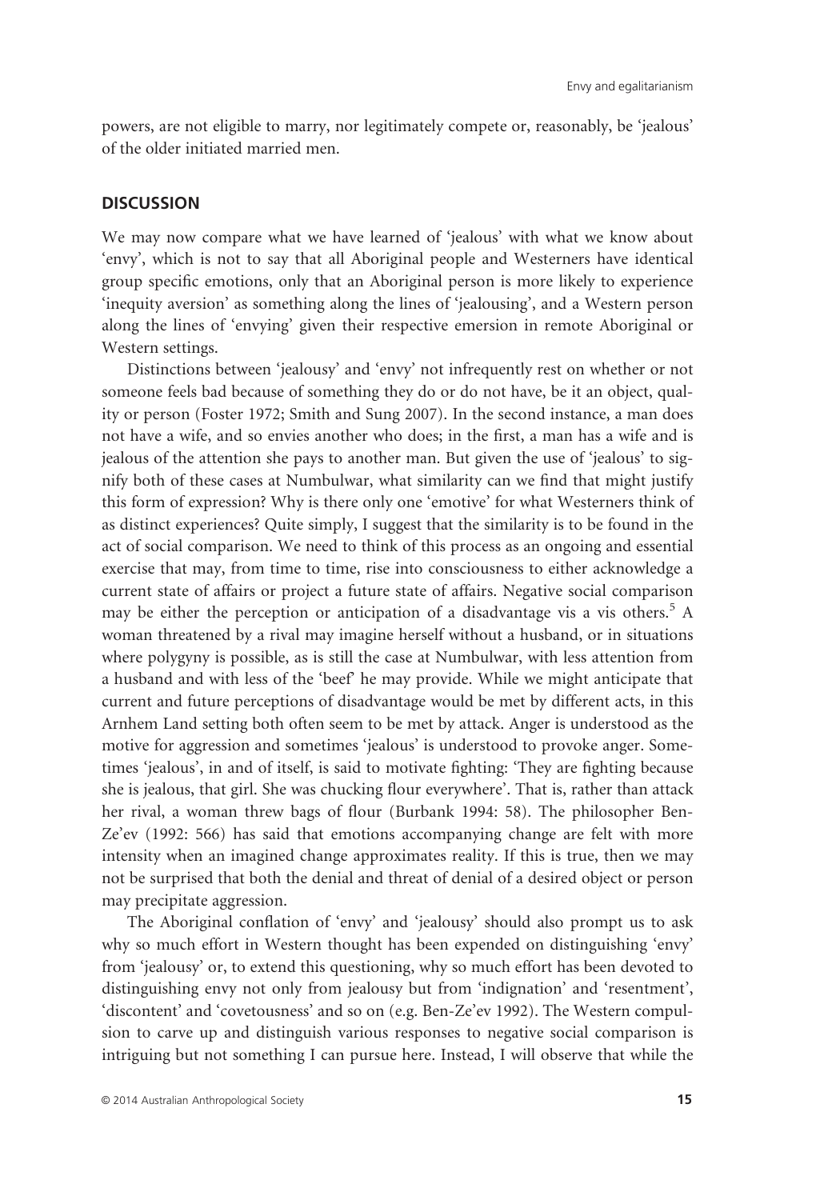powers, are not eligible to marry, nor legitimately compete or, reasonably, be 'jealous' of the older initiated married men.

## DISCUSSION

We may now compare what we have learned of 'jealous' with what we know about 'envy', which is not to say that all Aboriginal people and Westerners have identical group specific emotions, only that an Aboriginal person is more likely to experience 'inequity aversion' as something along the lines of 'jealousing', and a Western person along the lines of 'envying' given their respective emersion in remote Aboriginal or Western settings.

Distinctions between 'jealousy' and 'envy' not infrequently rest on whether or not someone feels bad because of something they do or do not have, be it an object, quality or person (Foster 1972; Smith and Sung 2007). In the second instance, a man does not have a wife, and so envies another who does; in the first, a man has a wife and is jealous of the attention she pays to another man. But given the use of 'jealous' to signify both of these cases at Numbulwar, what similarity can we find that might justify this form of expression? Why is there only one 'emotive' for what Westerners think of as distinct experiences? Quite simply, I suggest that the similarity is to be found in the act of social comparison. We need to think of this process as an ongoing and essential exercise that may, from time to time, rise into consciousness to either acknowledge a current state of affairs or project a future state of affairs. Negative social comparison may be either the perception or anticipation of a disadvantage vis a vis others.[5] A woman threatened by a rival may imagine herself without a husband, or in situations where polygyny is possible, as is still the case at Numbulwar, with less attention from a husband and with less of the 'beef' he may provide. While we might anticipate that current and future perceptions of disadvantage would be met by different acts, in this Arnhem Land setting both often seem to be met by attack. Anger is understood as the motive for aggression and sometimes 'jealous' is understood to provoke anger. Sometimes 'jealous', in and of itself, is said to motivate fighting: 'They are fighting because she is jealous, that girl. She was chucking flour everywhere'. That is, rather than attack her rival, a woman threw bags of flour (Burbank 1994: 58). The philosopher Ben-Ze'ev (1992: 566) has said that emotions accompanying change are felt with more intensity when an imagined change approximates reality. If this is true, then we may not be surprised that both the denial and threat of denial of a desired object or person may precipitate aggression.

The Aboriginal conflation of 'envy' and 'jealousy' should also prompt us to ask why so much effort in Western thought has been expended on distinguishing 'envy' from 'jealousy' or, to extend this questioning, why so much effort has been devoted to distinguishing envy not only from jealousy but from 'indignation' and 'resentment', 'discontent' and 'covetousness' and so on (e.g. Ben-Ze'ev 1992). The Western compulsion to carve up and distinguish various responses to negative social comparison is intriguing but not something I can pursue here. Instead, I will observe that while the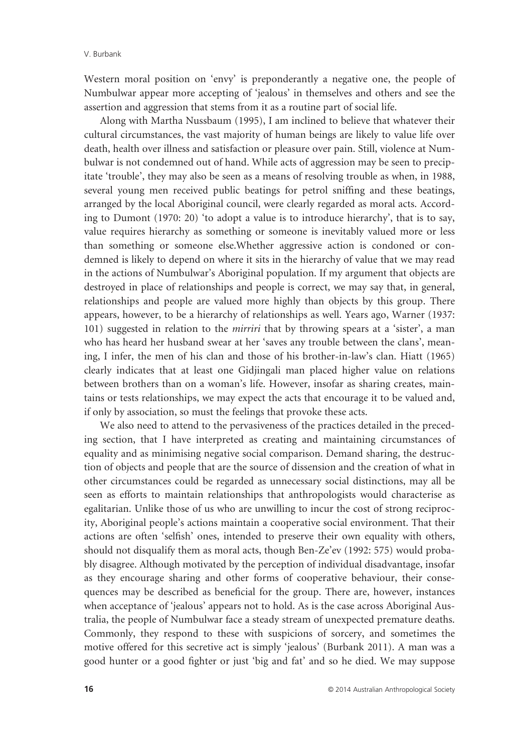Western moral position on 'envy' is preponderantly a negative one, the people of Numbulwar appear more accepting of 'jealous' in themselves and others and see the assertion and aggression that stems from it as a routine part of social life.

Along with Martha Nussbaum (1995), I am inclined to believe that whatever their cultural circumstances, the vast majority of human beings are likely to value life over death, health over illness and satisfaction or pleasure over pain. Still, violence at Numbulwar is not condemned out of hand. While acts of aggression may be seen to precipitate 'trouble', they may also be seen as a means of resolving trouble as when, in 1988, several young men received public beatings for petrol sniffing and these beatings, arranged by the local Aboriginal council, were clearly regarded as moral acts. According to Dumont (1970: 20) 'to adopt a value is to introduce hierarchy', that is to say, value requires hierarchy as something or someone is inevitably valued more or less than something or someone else.Whether aggressive action is condoned or condemned is likely to depend on where it sits in the hierarchy of value that we may read in the actions of Numbulwar's Aboriginal population. If my argument that objects are destroyed in place of relationships and people is correct, we may say that, in general, relationships and people are valued more highly than objects by this group. There appears, however, to be a hierarchy of relationships as well. Years ago, Warner (1937: 101) suggested in relation to the *mirriri* that by throwing spears at a 'sister', a man who has heard her husband swear at her 'saves any trouble between the clans', meaning, I infer, the men of his clan and those of his brother-in-law's clan. Hiatt (1965) clearly indicates that at least one Gidjingali man placed higher value on relations between brothers than on a woman's life. However, insofar as sharing creates, maintains or tests relationships, we may expect the acts that encourage it to be valued and, if only by association, so must the feelings that provoke these acts.

We also need to attend to the pervasiveness of the practices detailed in the preceding section, that I have interpreted as creating and maintaining circumstances of equality and as minimising negative social comparison. Demand sharing, the destruction of objects and people that are the source of dissension and the creation of what in other circumstances could be regarded as unnecessary social distinctions, may all be seen as efforts to maintain relationships that anthropologists would characterise as egalitarian. Unlike those of us who are unwilling to incur the cost of strong reciprocity, Aboriginal people's actions maintain a cooperative social environment. That their actions are often 'selfish' ones, intended to preserve their own equality with others, should not disqualify them as moral acts, though Ben-Ze'ev (1992: 575) would probably disagree. Although motivated by the perception of individual disadvantage, insofar as they encourage sharing and other forms of cooperative behaviour, their consequences may be described as beneficial for the group. There are, however, instances when acceptance of 'jealous' appears not to hold. As is the case across Aboriginal Australia, the people of Numbulwar face a steady stream of unexpected premature deaths. Commonly, they respond to these with suspicions of sorcery, and sometimes the motive offered for this secretive act is simply 'jealous' (Burbank 2011). A man was a good hunter or a good fighter or just 'big and fat' and so he died. We may suppose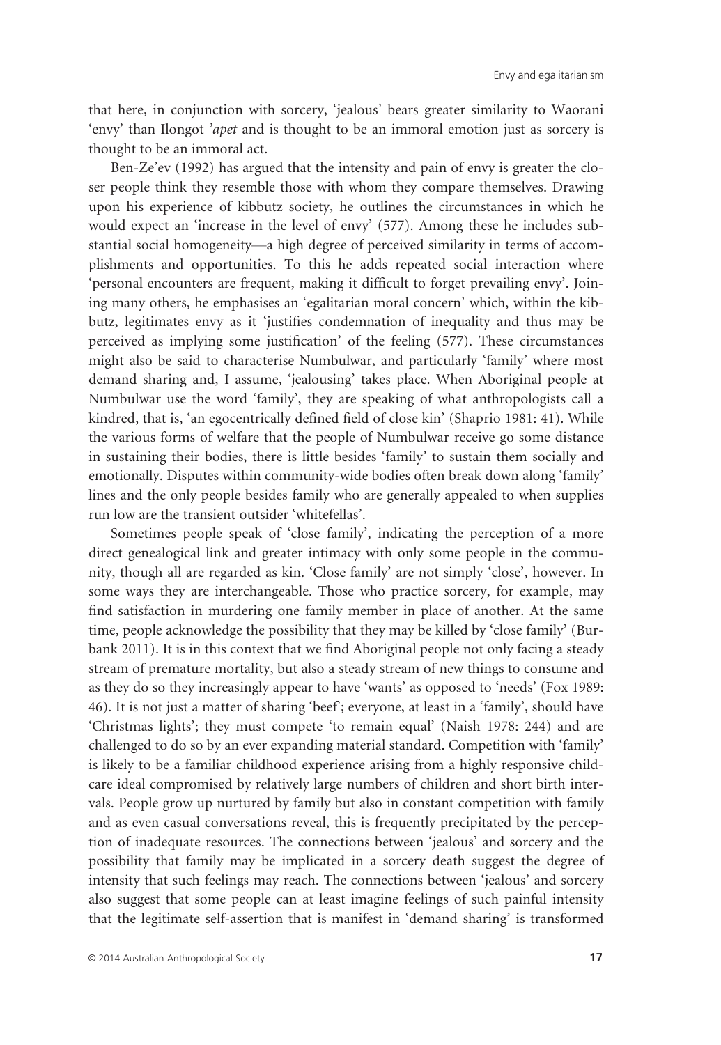that here, in conjunction with sorcery, 'jealous' bears greater similarity to Waorani 'envy' than Ilongot *'apet* and is thought to be an immoral emotion just as sorcery is thought to be an immoral act.

Ben-Ze'ev (1992) has argued that the intensity and pain of envy is greater the closer people think they resemble those with whom they compare themselves. Drawing upon his experience of kibbutz society, he outlines the circumstances in which he would expect an 'increase in the level of envy' (577). Among these he includes substantial social homogeneity—a high degree of perceived similarity in terms of accomplishments and opportunities. To this he adds repeated social interaction where 'personal encounters are frequent, making it difficult to forget prevailing envy'. Joining many others, he emphasises an 'egalitarian moral concern' which, within the kibbutz, legitimates envy as it 'justifies condemnation of inequality and thus may be perceived as implying some justification' of the feeling (577). These circumstances might also be said to characterise Numbulwar, and particularly 'family' where most demand sharing and, I assume, 'jealousing' takes place. When Aboriginal people at Numbulwar use the word 'family', they are speaking of what anthropologists call a kindred, that is, 'an egocentrically defined field of close kin' (Shaprio 1981: 41). While the various forms of welfare that the people of Numbulwar receive go some distance in sustaining their bodies, there is little besides 'family' to sustain them socially and emotionally. Disputes within community-wide bodies often break down along 'family' lines and the only people besides family who are generally appealed to when supplies run low are the transient outsider 'whitefellas'.

Sometimes people speak of 'close family', indicating the perception of a more direct genealogical link and greater intimacy with only some people in the community, though all are regarded as kin. 'Close family' are not simply 'close', however. In some ways they are interchangeable. Those who practice sorcery, for example, may find satisfaction in murdering one family member in place of another. At the same time, people acknowledge the possibility that they may be killed by 'close family' (Burbank 2011). It is in this context that we find Aboriginal people not only facing a steady stream of premature mortality, but also a steady stream of new things to consume and as they do so they increasingly appear to have 'wants' as opposed to 'needs' (Fox 1989: 46). It is not just a matter of sharing 'beef'; everyone, at least in a 'family', should have 'Christmas lights'; they must compete 'to remain equal' (Naish 1978: 244) and are challenged to do so by an ever expanding material standard. Competition with 'family' is likely to be a familiar childhood experience arising from a highly responsive childcare ideal compromised by relatively large numbers of children and short birth intervals. People grow up nurtured by family but also in constant competition with family and as even casual conversations reveal, this is frequently precipitated by the perception of inadequate resources. The connections between 'jealous' and sorcery and the possibility that family may be implicated in a sorcery death suggest the degree of intensity that such feelings may reach. The connections between 'jealous' and sorcery also suggest that some people can at least imagine feelings of such painful intensity that the legitimate self-assertion that is manifest in 'demand sharing' is transformed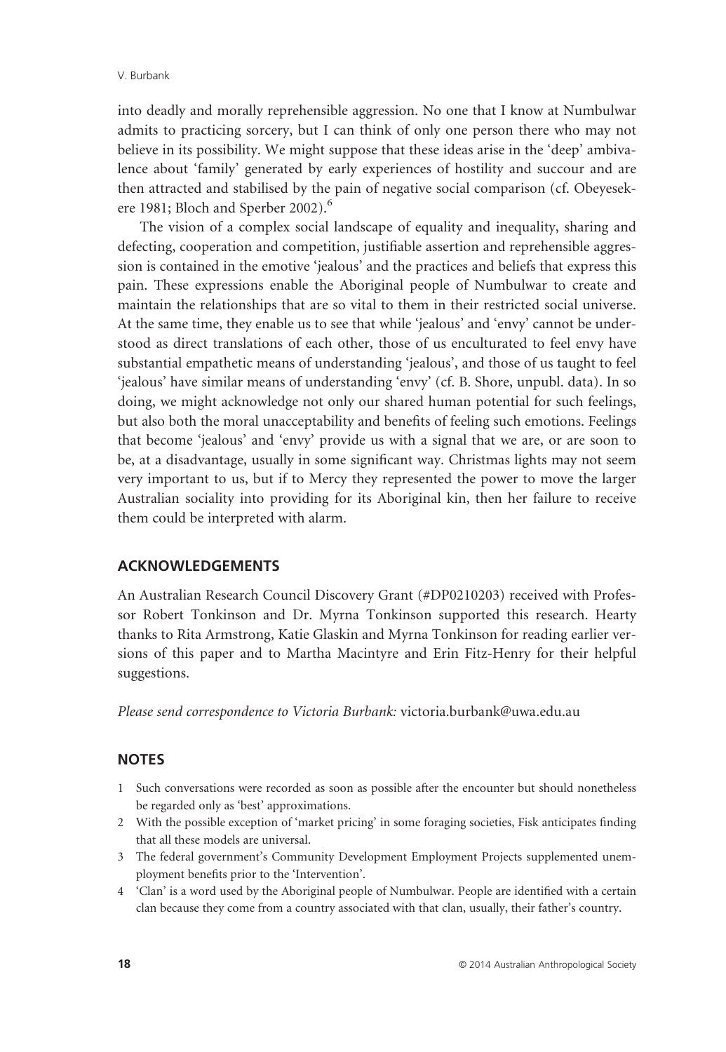into deadly and morally reprehensible aggression. No one that I know at Numbulwar admits to practicing sorcery, but I can think of only one person there who may not believe in its possibility. We might suppose that these ideas arise in the 'deep' ambivalence about 'family' generated by early experiences of hostility and succour and are then attracted and stabilised by the pain of negative social comparison (cf. Obeyesekere 1981; Bloch and Sperber 2002).[6]

The vision of a complex social landscape of equality and inequality, sharing and defecting, cooperation and competition, justifiable assertion and reprehensible aggression is contained in the emotive 'jealous' and the practices and beliefs that express this pain. These expressions enable the Aboriginal people of Numbulwar to create and maintain the relationships that are so vital to them in their restricted social universe. At the same time, they enable us to see that while 'jealous' and 'envy' cannot be understood as direct translations of each other, those of us enculturated to feel envy have substantial empathetic means of understanding 'jealous', and those of us taught to feel 'jealous' have similar means of understanding 'envy' (cf. B. Shore, unpubl. data). In so doing, we might acknowledge not only our shared human potential for such feelings, but also both the moral unacceptability and benefits of feeling such emotions. Feelings that become 'jealous' and 'envy' provide us with a signal that we are, or are soon to be, at a disadvantage, usually in some significant way. Christmas lights may not seem very important to us, but if to Mercy they represented the power to move the larger Australian sociality into providing for its Aboriginal kin, then her failure to receive them could be interpreted with alarm.

## ACKNOWLEDGEMENTS

An Australian Research Council Discovery Grant (#DP0210203) received with Professor Robert Tonkinson and Dr. Myrna Tonkinson supported this research. Hearty thanks to Rita Armstrong, Katie Glaskin and Myrna Tonkinson for reading earlier versions of this paper and to Martha Macintyre and Erin Fitz-Henry for their helpful suggestions.

*Please send correspondence to Victoria Burbank:* victoria.burbank@uwa.edu.au

## NOTES

1. Such conversations were recorded as soon as possible after the encounter but should nonetheless be regarded only as 'best' approximations.
2. With the possible exception of 'market pricing' in some foraging societies, Fisk anticipates finding that all these models are universal.
3. The federal government's Community Development Employment Projects supplemented unemployment benefits prior to the 'Intervention'.
4. 'Clan' is a word used by the Aboriginal people of Numbulwar. People are identified with a certain clan because they come from a country associated with that clan, usually, their father's country.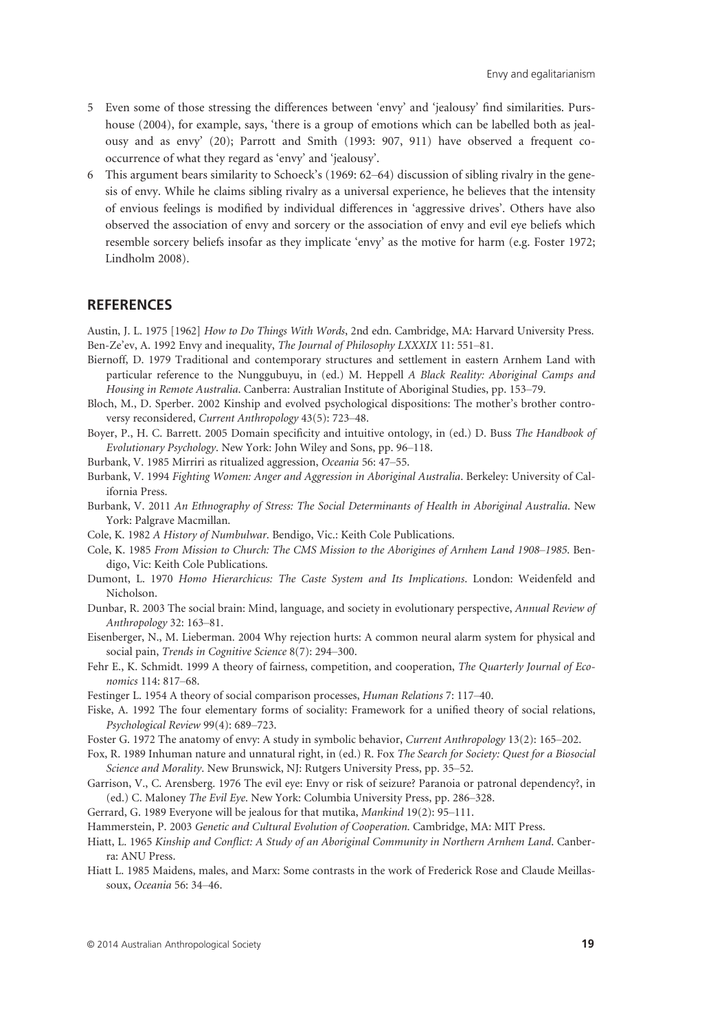5 Even some of those stressing the differences between 'envy' and 'jealousy' find similarities. Purshouse (2004), for example, says, 'there is a group of emotions which can be labelled both as jealousy and as envy' (20); Parrott and Smith (1993: 907, 911) have observed a frequent co-occurrence of what they regard as 'envy' and 'jealousy'.

6 This argument bears similarity to Schoeck's (1969: 62–64) discussion of sibling rivalry in the genesis of envy. While he claims sibling rivalry as a universal experience, he believes that the intensity of envious feelings is modified by individual differences in 'aggressive drives'. Others have also observed the association of envy and sorcery or the association of envy and evil eye beliefs which resemble sorcery beliefs insofar as they implicate 'envy' as the motive for harm (e.g. Foster 1972; Lindholm 2008).

## REFERENCES

Austin, J. L. 1975 [1962] *How to Do Things With Words*, 2nd edn. Cambridge, MA: Harvard University Press.

Ben-Ze'ev, A. 1992 Envy and inequality, *The Journal of Philosophy LXXXIX* 11: 551–81.

Biernoff, D. 1979 Traditional and contemporary structures and settlement in eastern Arnhem Land with particular reference to the Nunggubuyu, in (ed.) M. Heppell *A Black Reality: Aboriginal Camps and Housing in Remote Australia*. Canberra: Australian Institute of Aboriginal Studies, pp. 153–79.

Bloch, M., D. Sperber. 2002 Kinship and evolved psychological dispositions: The mother's brother controversy reconsidered, *Current Anthropology* 43(5): 723–48.

Boyer, P., H. C. Barrett. 2005 Domain specificity and intuitive ontology, in (ed.) D. Buss *The Handbook of Evolutionary Psychology*. New York: John Wiley and Sons, pp. 96–118.

Burbank, V. 1985 Mirriri as ritualized aggression, *Oceania* 56: 47–55.

Burbank, V. 1994 *Fighting Women: Anger and Aggression in Aboriginal Australia*. Berkeley: University of California Press.

Burbank, V. 2011 *An Ethnography of Stress: The Social Determinants of Health in Aboriginal Australia*. New York: Palgrave Macmillan.

Cole, K. 1982 *A History of Numbulwar*. Bendigo, Vic.: Keith Cole Publications.

Cole, K. 1985 *From Mission to Church: The CMS Mission to the Aborigines of Arnhem Land 1908–1985*. Bendigo, Vic: Keith Cole Publications.

Dumont, L. 1970 *Homo Hierarchicus: The Caste System and Its Implications*. London: Weidenfeld and Nicholson.

Dunbar, R. 2003 The social brain: Mind, language, and society in evolutionary perspective, *Annual Review of Anthropology* 32: 163–81.

Eisenberger, N., M. Lieberman. 2004 Why rejection hurts: A common neural alarm system for physical and social pain, *Trends in Cognitive Science* 8(7): 294–300.

Fehr E., K. Schmidt. 1999 A theory of fairness, competition, and cooperation, *The Quarterly Journal of Economics* 114: 817–68.

Festinger L. 1954 A theory of social comparison processes, *Human Relations* 7: 117–40.

Fiske, A. 1992 The four elementary forms of sociality: Framework for a unified theory of social relations, *Psychological Review* 99(4): 689–723.

Foster G. 1972 The anatomy of envy: A study in symbolic behavior, *Current Anthropology* 13(2): 165–202.

Fox, R. 1989 Inhuman nature and unnatural right, in (ed.) R. Fox *The Search for Society: Quest for a Biosocial Science and Morality*. New Brunswick, NJ: Rutgers University Press, pp. 35–52.

Garrison, V., C. Arensberg. 1976 The evil eye: Envy or risk of seizure? Paranoia or patronal dependency?, in (ed.) C. Maloney *The Evil Eye*. New York: Columbia University Press, pp. 286–328.

Gerrard, G. 1989 Everyone will be jealous for that mutika, *Mankind* 19(2): 95–111.

Hammerstein, P. 2003 *Genetic and Cultural Evolution of Cooperation*. Cambridge, MA: MIT Press.

Hiatt, L. 1965 *Kinship and Conflict: A Study of an Aboriginal Community in Northern Arnhem Land*. Canberra: ANU Press.

Hiatt L. 1985 Maidens, males, and Marx: Some contrasts in the work of Frederick Rose and Claude Meillassoux, *Oceania* 56: 34–46.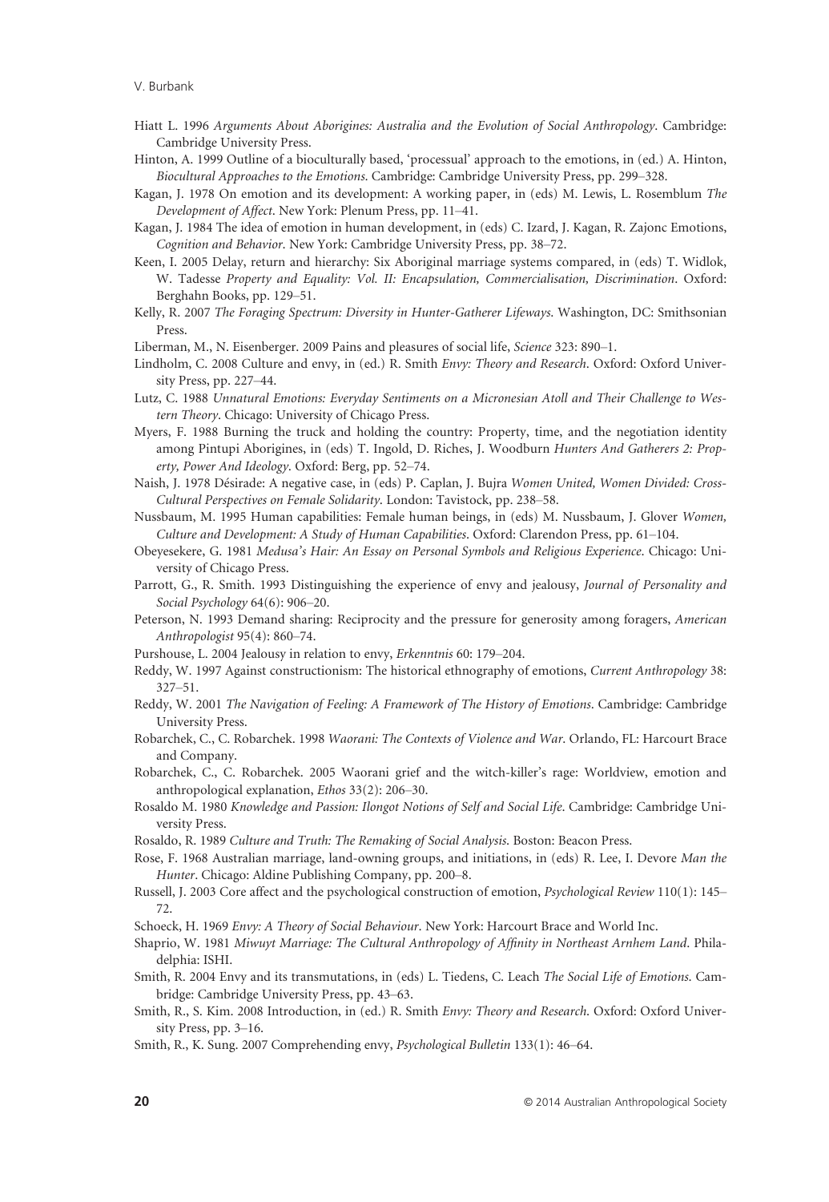Hiatt L. 1996 *Arguments About Aborigines: Australia and the Evolution of Social Anthropology*. Cambridge: Cambridge University Press.

Hinton, A. 1999 Outline of a bioculturally based, 'processual' approach to the emotions, in (ed.) A. Hinton, *Biocultural Approaches to the Emotions*. Cambridge: Cambridge University Press, pp. 299–328.

Kagan, J. 1978 On emotion and its development: A working paper, in (eds) M. Lewis, L. Rosemblum *The Development of Affect*. New York: Plenum Press, pp. 11–41.

Kagan, J. 1984 The idea of emotion in human development, in (eds) C. Izard, J. Kagan, R. Zajonc Emotions, *Cognition and Behavior*. New York: Cambridge University Press, pp. 38–72.

Keen, I. 2005 Delay, return and hierarchy: Six Aboriginal marriage systems compared, in (eds) T. Widlok, W. Tadesse *Property and Equality: Vol. II: Encapsulation, Commercialisation, Discrimination*. Oxford: Berghahn Books, pp. 129–51.

Kelly, R. 2007 *The Foraging Spectrum: Diversity in Hunter-Gatherer Lifeways*. Washington, DC: Smithsonian Press.

Liberman, M., N. Eisenberger. 2009 Pains and pleasures of social life, *Science* 323: 890–1.

Lindholm, C. 2008 Culture and envy, in (ed.) R. Smith *Envy: Theory and Research*. Oxford: Oxford University Press, pp. 227–44.

Lutz, C. 1988 *Unnatural Emotions: Everyday Sentiments on a Micronesian Atoll and Their Challenge to Western Theory*. Chicago: University of Chicago Press.

Myers, F. 1988 Burning the truck and holding the country: Property, time, and the negotiation identity among Pintupi Aborigines, in (eds) T. Ingold, D. Riches, J. Woodburn *Hunters And Gatherers 2: Property, Power And Ideology*. Oxford: Berg, pp. 52–74.

Naish, J. 1978 Désirade: A negative case, in (eds) P. Caplan, J. Bujra *Women United, Women Divided: Cross-Cultural Perspectives on Female Solidarity*. London: Tavistock, pp. 238–58.

Nussbaum, M. 1995 Human capabilities: Female human beings, in (eds) M. Nussbaum, J. Glover *Women, Culture and Development: A Study of Human Capabilities*. Oxford: Clarendon Press, pp. 61–104.

Obeyesekere, G. 1981 *Medusa's Hair: An Essay on Personal Symbols and Religious Experience*. Chicago: University of Chicago Press.

Parrott, G., R. Smith. 1993 Distinguishing the experience of envy and jealousy, *Journal of Personality and Social Psychology* 64(6): 906–20.

Peterson, N. 1993 Demand sharing: Reciprocity and the pressure for generosity among foragers, *American Anthropologist* 95(4): 860–74.

Purshouse, L. 2004 Jealousy in relation to envy, *Erkenntnis* 60: 179–204.

Reddy, W. 1997 Against constructionism: The historical ethnography of emotions, *Current Anthropology* 38: 327–51.

Reddy, W. 2001 *The Navigation of Feeling: A Framework of The History of Emotions*. Cambridge: Cambridge University Press.

Robarchek, C., C. Robarchek. 1998 *Waorani: The Contexts of Violence and War*. Orlando, FL: Harcourt Brace and Company.

Robarchek, C., C. Robarchek. 2005 Waorani grief and the witch-killer's rage: Worldview, emotion and anthropological explanation, *Ethos* 33(2): 206–30.

Rosaldo M. 1980 *Knowledge and Passion: Ilongot Notions of Self and Social Life*. Cambridge: Cambridge University Press.

Rosaldo, R. 1989 *Culture and Truth: The Remaking of Social Analysis*. Boston: Beacon Press.

Rose, F. 1968 Australian marriage, land-owning groups, and initiations, in (eds) R. Lee, I. Devore *Man the Hunter*. Chicago: Aldine Publishing Company, pp. 200–8.

Russell, J. 2003 Core affect and the psychological construction of emotion, *Psychological Review* 110(1): 145–72.

Schoeck, H. 1969 *Envy: A Theory of Social Behaviour*. New York: Harcourt Brace and World Inc.

Shaprio, W. 1981 *Miwuyt Marriage: The Cultural Anthropology of Affinity in Northeast Arnhem Land*. Philadelphia: ISHI.

Smith, R. 2004 Envy and its transmutations, in (eds) L. Tiedens, C. Leach *The Social Life of Emotions*. Cambridge: Cambridge University Press, pp. 43–63.

Smith, R., S. Kim. 2008 Introduction, in (ed.) R. Smith *Envy: Theory and Research*. Oxford: Oxford University Press, pp. 3–16.

Smith, R., K. Sung. 2007 Comprehending envy, *Psychological Bulletin* 133(1): 46–64.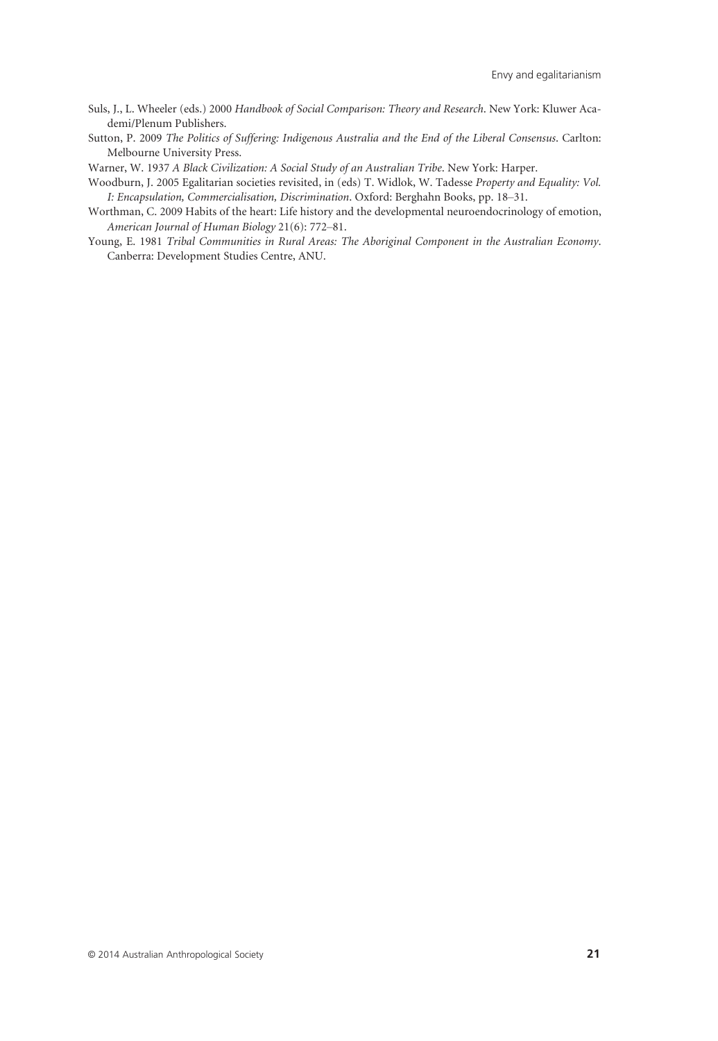Suls, J., L. Wheeler (eds.) 2000 *Handbook of Social Comparison: Theory and Research*. New York: Kluwer Academi/Plenum Publishers.

Sutton, P. 2009 *The Politics of Suffering: Indigenous Australia and the End of the Liberal Consensus*. Carlton: Melbourne University Press.

Warner, W. 1937 *A Black Civilization: A Social Study of an Australian Tribe*. New York: Harper.

Woodburn, J. 2005 Egalitarian societies revisited, in (eds) T. Widlok, W. Tadesse *Property and Equality: Vol. I: Encapsulation, Commercialisation, Discrimination*. Oxford: Berghahn Books, pp. 18–31.

Worthman, C. 2009 Habits of the heart: Life history and the developmental neuroendocrinology of emotion, *American Journal of Human Biology* 21(6): 772–81.

Young, E. 1981 *Tribal Communities in Rural Areas: The Aboriginal Component in the Australian Economy*. Canberra: Development Studies Centre, ANU.